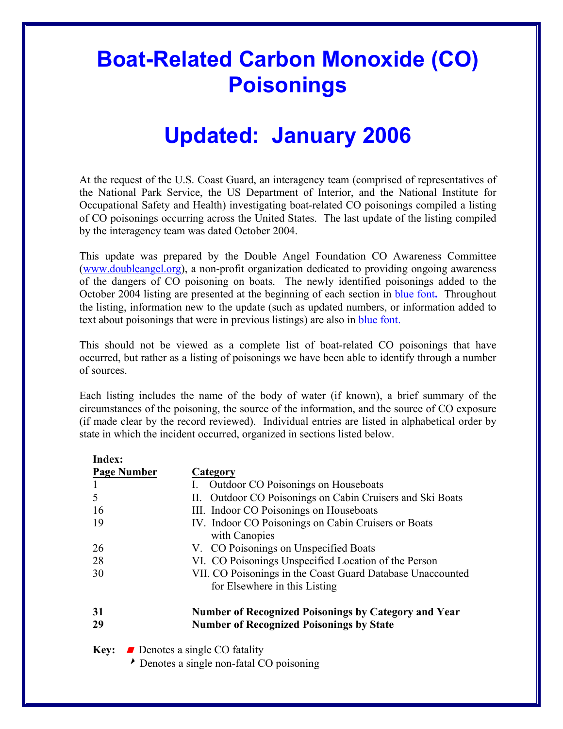# Boat-Related Carbon Monoxide (CO) Poisonings

# Updated: January 2006

At the request of the U.S. Coast Guard, an interagency team (comprised of representatives of the National Park Service, the US Department of Interior, and the National Institute for Occupational Safety and Health) investigating boat-related CO poisonings compiled a listing of CO poisonings occurring across the United States. The last update of the listing compiled by the interagency team was dated October 2004.

This update was prepared by the Double Angel Foundation CO Awareness Committee (www.doubleangel.org), a non-profit organization dedicated to providing ongoing awareness of the dangers of CO poisoning on boats. The newly identified poisonings added to the October 2004 listing are presented at the beginning of each section in blue font**.** Throughout the listing, information new to the update (such as updated numbers, or information added to text about poisonings that were in previous listings) are also in blue font.

This should not be viewed as a complete list of boat-related CO poisonings that have occurred, but rather as a listing of poisonings we have been able to identify through a number of sources.

Each listing includes the name of the body of water (if known), a brief summary of the circumstances of the poisoning, the source of the information, and the source of CO exposure (if made clear by the record reviewed). Individual entries are listed in alphabetical order by state in which the incident occurred, organized in sections listed below.

**Index:**

| Page Number | Category |
|---|---|
| 1 | I. Outdoor CO Poisonings on Houseboats |
| 5 | II. Outdoor CO Poisonings on Cabin Cruisers and Ski Boats |
| 16 | III. Indoor CO Poisonings on Houseboats |
| 19 | IV. Indoor CO Poisonings on Cabin Cruisers or Boats with Canopies |
| 26 | V. CO Poisonings on Unspecified Boats |
| 28 | VI. CO Poisonings Unspecified Location of the Person |
| 30 | VII. CO Poisonings in the Coast Guard Database Unaccounted for Elsewhere in this Listing |
| **31** | **Number of Recognized Poisonings by Category and Year** |
| **29** | **Number of Recognized Poisonings by State** |

**Key:** ■ Denotes a single CO fatality
‣ Denotes a single non-fatal CO poisoning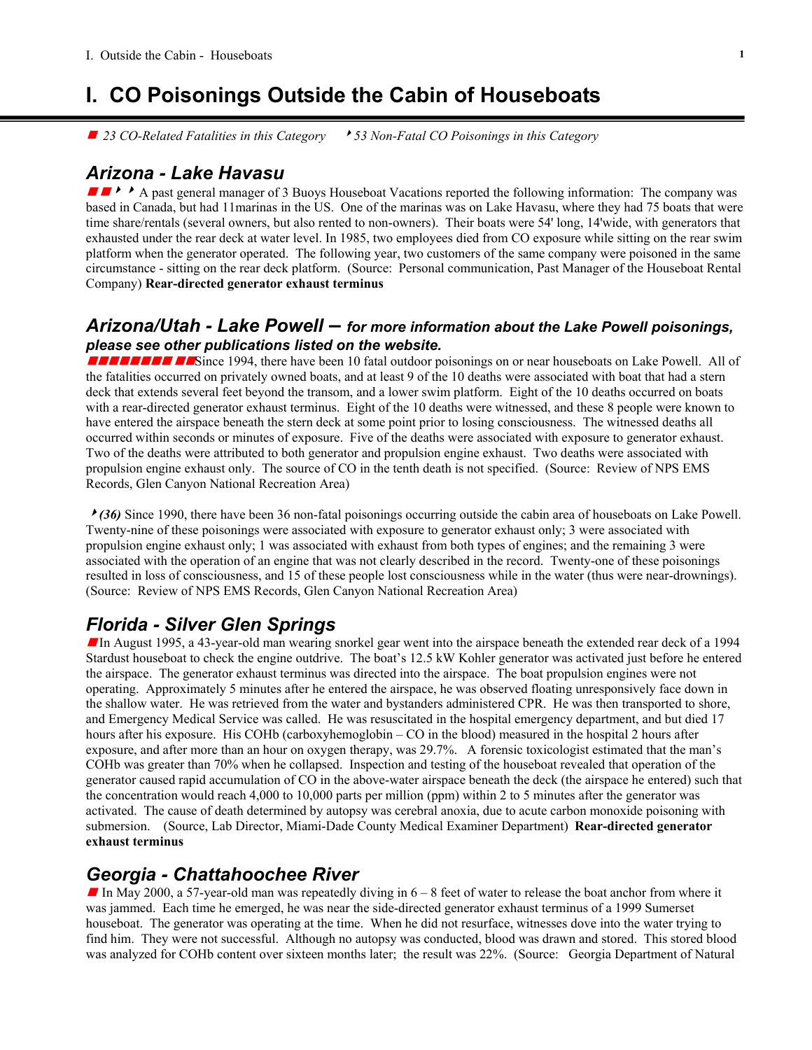# I. CO Poisonings Outside the Cabin of Houseboats

■ *23 CO-Related Fatalities in this Category* ‣ *53 Non-Fatal CO Poisonings in this Category*

## Arizona - Lake Havasu

■ ■ ‣ ‣ A past general manager of 3 Buoys Houseboat Vacations reported the following information: The company was based in Canada, but had 11marinas in the US. One of the marinas was on Lake Havasu, where they had 75 boats that were time share/rentals (several owners, but also rented to non-owners). Their boats were 54' long, 14'wide, with generators that exhausted under the rear deck at water level. In 1985, two employees died from CO exposure while sitting on the rear swim platform when the generator operated. The following year, two customers of the same company were poisoned in the same circumstance - sitting on the rear deck platform. (Source: Personal communication, Past Manager of the Houseboat Rental Company) **Rear-directed generator exhaust terminus**

## Arizona/Utah - Lake Powell – *for more information about the Lake Powell poisonings, please see other publications listed on the website.*

■■■■■■■■ ■■Since 1994, there have been 10 fatal outdoor poisonings on or near houseboats on Lake Powell. All of the fatalities occurred on privately owned boats, and at least 9 of the 10 deaths were associated with boat that had a stern deck that extends several feet beyond the transom, and a lower swim platform. Eight of the 10 deaths occurred on boats with a rear-directed generator exhaust terminus. Eight of the 10 deaths were witnessed, and these 8 people were known to have entered the airspace beneath the stern deck at some point prior to losing consciousness. The witnessed deaths all occurred within seconds or minutes of exposure. Five of the deaths were associated with exposure to generator exhaust. Two of the deaths were attributed to both generator and propulsion engine exhaust. Two deaths were associated with propulsion engine exhaust only. The source of CO in the tenth death is not specified. (Source: Review of NPS EMS Records, Glen Canyon National Recreation Area)

‣ ***(36)*** Since 1990, there have been 36 non-fatal poisonings occurring outside the cabin area of houseboats on Lake Powell. Twenty-nine of these poisonings were associated with exposure to generator exhaust only; 3 were associated with propulsion engine exhaust only; 1 was associated with exhaust from both types of engines; and the remaining 3 were associated with the operation of an engine that was not clearly described in the record. Twenty-one of these poisonings resulted in loss of consciousness, and 15 of these people lost consciousness while in the water (thus were near-drownings). (Source: Review of NPS EMS Records, Glen Canyon National Recreation Area)

## Florida - Silver Glen Springs

■In August 1995, a 43-year-old man wearing snorkel gear went into the airspace beneath the extended rear deck of a 1994 Stardust houseboat to check the engine outdrive. The boat's 12.5 kW Kohler generator was activated just before he entered the airspace. The generator exhaust terminus was directed into the airspace. The boat propulsion engines were not operating. Approximately 5 minutes after he entered the airspace, he was observed floating unresponsively face down in the shallow water. He was retrieved from the water and bystanders administered CPR. He was then transported to shore, and Emergency Medical Service was called. He was resuscitated in the hospital emergency department, and but died 17 hours after his exposure. His COHb (carboxyhemoglobin – CO in the blood) measured in the hospital 2 hours after exposure, and after more than an hour on oxygen therapy, was 29.7%. A forensic toxicologist estimated that the man's COHb was greater than 70% when he collapsed. Inspection and testing of the houseboat revealed that operation of the generator caused rapid accumulation of CO in the above-water airspace beneath the deck (the airspace he entered) such that the concentration would reach 4,000 to 10,000 parts per million (ppm) within 2 to 5 minutes after the generator was activated. The cause of death determined by autopsy was cerebral anoxia, due to acute carbon monoxide poisoning with submersion. (Source, Lab Director, Miami-Dade County Medical Examiner Department) **Rear-directed generator exhaust terminus**

## Georgia - Chattahoochee River

■ In May 2000, a 57-year-old man was repeatedly diving in 6 – 8 feet of water to release the boat anchor from where it was jammed. Each time he emerged, he was near the side-directed generator exhaust terminus of a 1999 Sumerset houseboat. The generator was operating at the time. When he did not resurface, witnesses dove into the water trying to find him. They were not successful. Although no autopsy was conducted, blood was drawn and stored. This stored blood was analyzed for COHb content over sixteen months later; the result was 22%. (Source: Georgia Department of Natural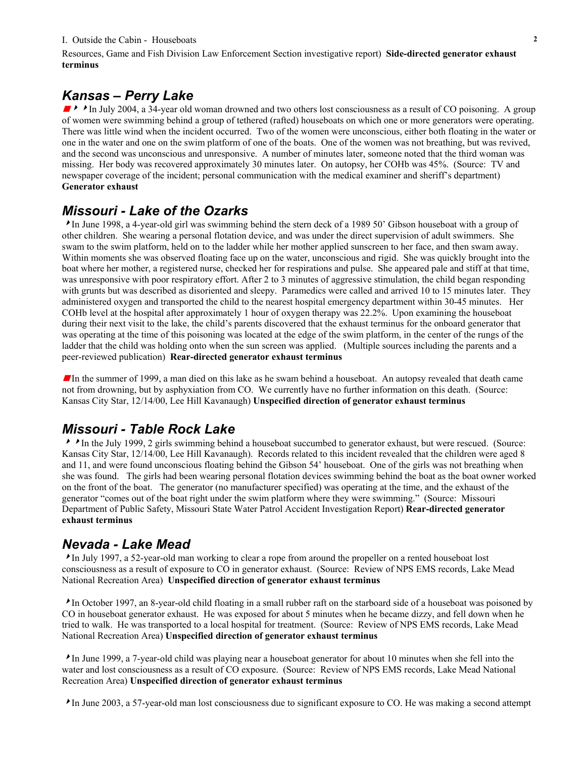Resources, Game and Fish Division Law Enforcement Section investigative report) **Side-directed generator exhaust terminus**

## *Kansas – Perry Lake*

In July 2004, a 34-year old woman drowned and two others lost consciousness as a result of CO poisoning. A group of women were swimming behind a group of tethered (rafted) houseboats on which one or more generators were operating. There was little wind when the incident occurred. Two of the women were unconscious, either both floating in the water or one in the water and one on the swim platform of one of the boats. One of the women was not breathing, but was revived, and the second was unconscious and unresponsive. A number of minutes later, someone noted that the third woman was missing. Her body was recovered approximately 30 minutes later. On autopsy, her COHb was 45%. (Source: TV and newspaper coverage of the incident; personal communication with the medical examiner and sheriff's department) **Generator exhaust**

## *Missouri - Lake of the Ozarks*

In June 1998, a 4-year-old girl was swimming behind the stern deck of a 1989 50' Gibson houseboat with a group of other children. She wearing a personal flotation device, and was under the direct supervision of adult swimmers. She swam to the swim platform, held on to the ladder while her mother applied sunscreen to her face, and then swam away. Within moments she was observed floating face up on the water, unconscious and rigid. She was quickly brought into the boat where her mother, a registered nurse, checked her for respirations and pulse. She appeared pale and stiff at that time, was unresponsive with poor respiratory effort. After 2 to 3 minutes of aggressive stimulation, the child began responding with grunts but was described as disoriented and sleepy. Paramedics were called and arrived 10 to 15 minutes later. They administered oxygen and transported the child to the nearest hospital emergency department within 30-45 minutes. Her COHb level at the hospital after approximately 1 hour of oxygen therapy was 22.2%. Upon examining the houseboat during their next visit to the lake, the child's parents discovered that the exhaust terminus for the onboard generator that was operating at the time of this poisoning was located at the edge of the swim platform, in the center of the rungs of the ladder that the child was holding onto when the sun screen was applied. (Multiple sources including the parents and a peer-reviewed publication) **Rear-directed generator exhaust terminus**

In the summer of 1999, a man died on this lake as he swam behind a houseboat. An autopsy revealed that death came not from drowning, but by asphyxiation from CO. We currently have no further information on this death. (Source: Kansas City Star, 12/14/00, Lee Hill Kavanaugh) **Unspecified direction of generator exhaust terminus**

## *Missouri - Table Rock Lake*

In the July 1999, 2 girls swimming behind a houseboat succumbed to generator exhaust, but were rescued. (Source: Kansas City Star, 12/14/00, Lee Hill Kavanaugh). Records related to this incident revealed that the children were aged 8 and 11, and were found unconscious floating behind the Gibson 54' houseboat. One of the girls was not breathing when she was found. The girls had been wearing personal flotation devices swimming behind the boat as the boat owner worked on the front of the boat. The generator (no manufacturer specified) was operating at the time, and the exhaust of the generator "comes out of the boat right under the swim platform where they were swimming." (Source: Missouri Department of Public Safety, Missouri State Water Patrol Accident Investigation Report) **Rear-directed generator exhaust terminus**

## *Nevada - Lake Mead*

In July 1997, a 52-year-old man working to clear a rope from around the propeller on a rented houseboat lost consciousness as a result of exposure to CO in generator exhaust. (Source: Review of NPS EMS records, Lake Mead National Recreation Area) **Unspecified direction of generator exhaust terminus**

In October 1997, an 8-year-old child floating in a small rubber raft on the starboard side of a houseboat was poisoned by CO in houseboat generator exhaust. He was exposed for about 5 minutes when he became dizzy, and fell down when he tried to walk. He was transported to a local hospital for treatment. (Source: Review of NPS EMS records, Lake Mead National Recreation Area) **Unspecified direction of generator exhaust terminus**

In June 1999, a 7-year-old child was playing near a houseboat generator for about 10 minutes when she fell into the water and lost consciousness as a result of CO exposure. (Source: Review of NPS EMS records, Lake Mead National Recreation Area) **Unspecified direction of generator exhaust terminus**

In June 2003, a 57-year-old man lost consciousness due to significant exposure to CO. He was making a second attempt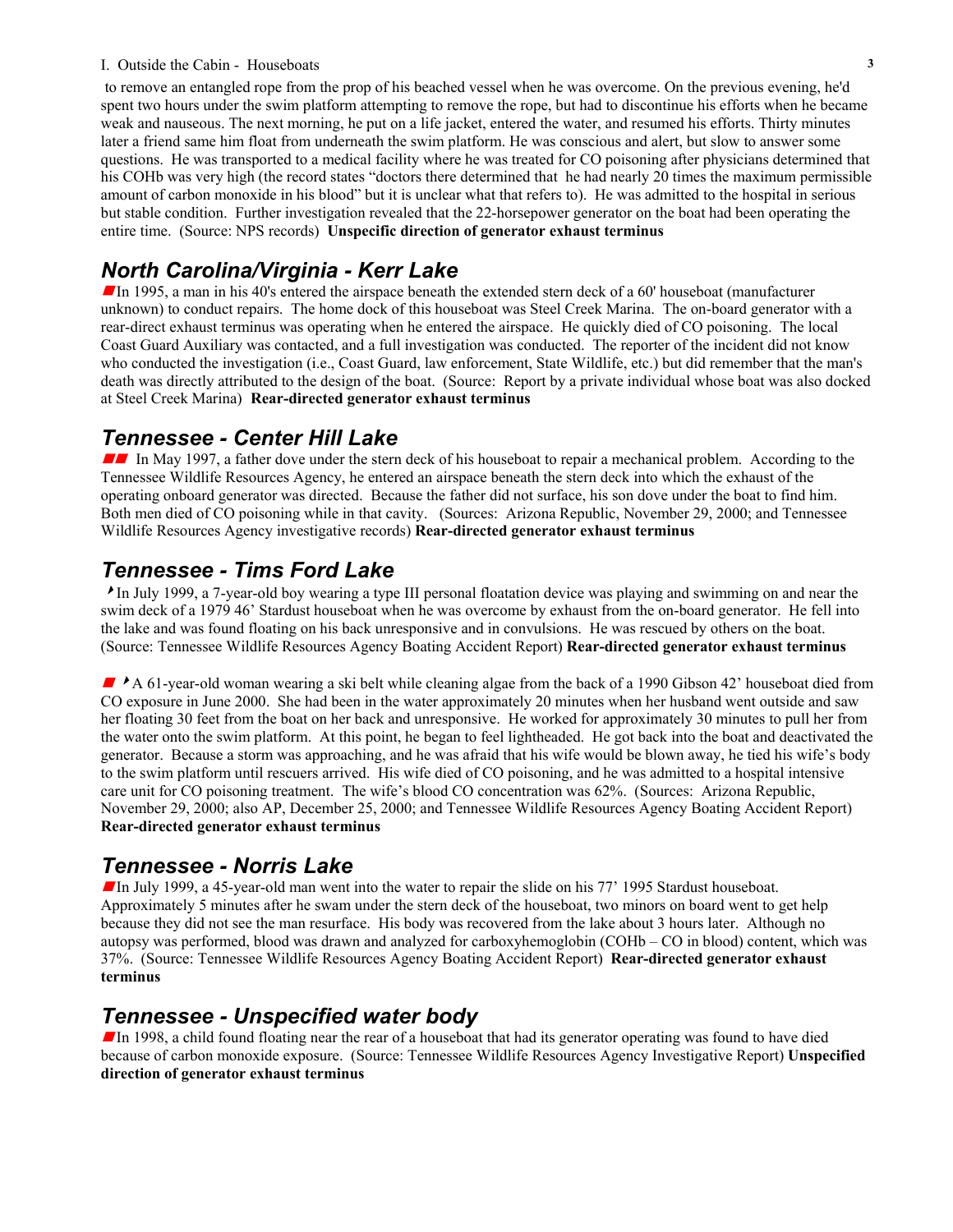to remove an entangled rope from the prop of his beached vessel when he was overcome. On the previous evening, he'd spent two hours under the swim platform attempting to remove the rope, but had to discontinue his efforts when he became weak and nauseous. The next morning, he put on a life jacket, entered the water, and resumed his efforts. Thirty minutes later a friend same him float from underneath the swim platform. He was conscious and alert, but slow to answer some questions. He was transported to a medical facility where he was treated for CO poisoning after physicians determined that his COHb was very high (the record states "doctors there determined that he had nearly 20 times the maximum permissible amount of carbon monoxide in his blood" but it is unclear what that refers to). He was admitted to the hospital in serious but stable condition. Further investigation revealed that the 22-horsepower generator on the boat had been operating the entire time. (Source: NPS records) **Unspecific direction of generator exhaust terminus**

## *North Carolina/Virginia - Kerr Lake*

In 1995, a man in his 40's entered the airspace beneath the extended stern deck of a 60' houseboat (manufacturer unknown) to conduct repairs. The home dock of this houseboat was Steel Creek Marina. The on-board generator with a rear-direct exhaust terminus was operating when he entered the airspace. He quickly died of CO poisoning. The local Coast Guard Auxiliary was contacted, and a full investigation was conducted. The reporter of the incident did not know who conducted the investigation (i.e., Coast Guard, law enforcement, State Wildlife, etc.) but did remember that the man's death was directly attributed to the design of the boat. (Source: Report by a private individual whose boat was also docked at Steel Creek Marina) **Rear-directed generator exhaust terminus**

## *Tennessee - Center Hill Lake*

In May 1997, a father dove under the stern deck of his houseboat to repair a mechanical problem. According to the Tennessee Wildlife Resources Agency, he entered an airspace beneath the stern deck into which the exhaust of the operating onboard generator was directed. Because the father did not surface, his son dove under the boat to find him. Both men died of CO poisoning while in that cavity. (Sources: Arizona Republic, November 29, 2000; and Tennessee Wildlife Resources Agency investigative records) **Rear-directed generator exhaust terminus**

## *Tennessee - Tims Ford Lake*

In July 1999, a 7-year-old boy wearing a type III personal floatation device was playing and swimming on and near the swim deck of a 1979 46' Stardust houseboat when he was overcome by exhaust from the on-board generator. He fell into the lake and was found floating on his back unresponsive and in convulsions. He was rescued by others on the boat. (Source: Tennessee Wildlife Resources Agency Boating Accident Report) **Rear-directed generator exhaust terminus**

A 61-year-old woman wearing a ski belt while cleaning algae from the back of a 1990 Gibson 42' houseboat died from CO exposure in June 2000. She had been in the water approximately 20 minutes when her husband went outside and saw her floating 30 feet from the boat on her back and unresponsive. He worked for approximately 30 minutes to pull her from the water onto the swim platform. At this point, he began to feel lightheaded. He got back into the boat and deactivated the generator. Because a storm was approaching, and he was afraid that his wife would be blown away, he tied his wife's body to the swim platform until rescuers arrived. His wife died of CO poisoning, and he was admitted to a hospital intensive care unit for CO poisoning treatment. The wife's blood CO concentration was 62%. (Sources: Arizona Republic, November 29, 2000; also AP, December 25, 2000; and Tennessee Wildlife Resources Agency Boating Accident Report) **Rear-directed generator exhaust terminus**

## *Tennessee - Norris Lake*

In July 1999, a 45-year-old man went into the water to repair the slide on his 77' 1995 Stardust houseboat. Approximately 5 minutes after he swam under the stern deck of the houseboat, two minors on board went to get help because they did not see the man resurface. His body was recovered from the lake about 3 hours later. Although no autopsy was performed, blood was drawn and analyzed for carboxyhemoglobin (COHb – CO in blood) content, which was 37%. (Source: Tennessee Wildlife Resources Agency Boating Accident Report) **Rear-directed generator exhaust terminus**

## *Tennessee - Unspecified water body*

In 1998, a child found floating near the rear of a houseboat that had its generator operating was found to have died because of carbon monoxide exposure. (Source: Tennessee Wildlife Resources Agency Investigative Report) **Unspecified direction of generator exhaust terminus**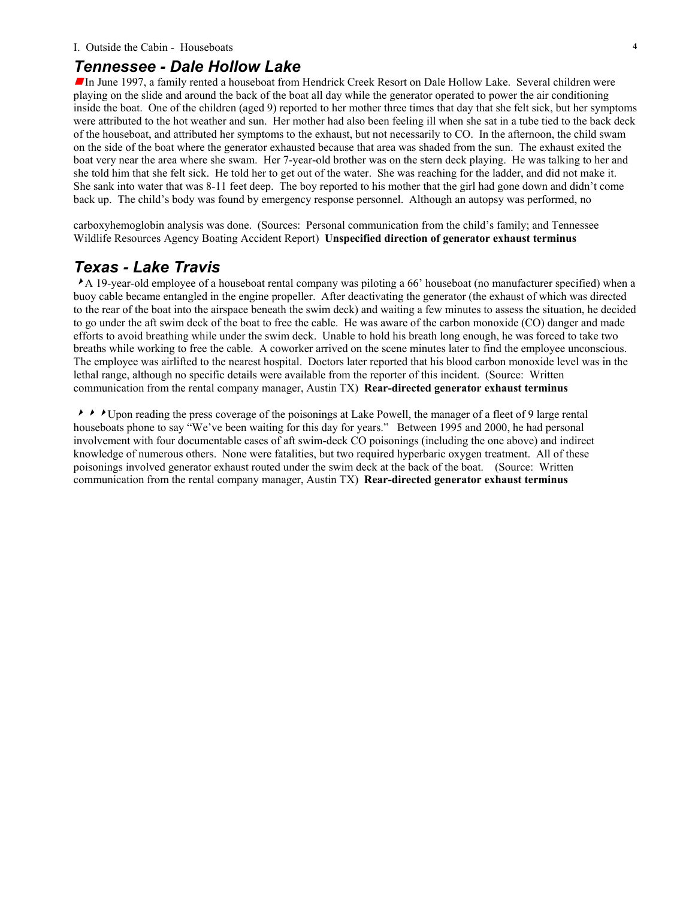I. Outside the Cabin - Houseboats

## *Tennessee - Dale Hollow Lake*

■In June 1997, a family rented a houseboat from Hendrick Creek Resort on Dale Hollow Lake. Several children were playing on the slide and around the back of the boat all day while the generator operated to power the air conditioning inside the boat. One of the children (aged 9) reported to her mother three times that day that she felt sick, but her symptoms were attributed to the hot weather and sun. Her mother had also been feeling ill when she sat in a tube tied to the back deck of the houseboat, and attributed her symptoms to the exhaust, but not necessarily to CO. In the afternoon, the child swam on the side of the boat where the generator exhausted because that area was shaded from the sun. The exhaust exited the boat very near the area where she swam. Her 7-year-old brother was on the stern deck playing. He was talking to her and she told him that she felt sick. He told her to get out of the water. She was reaching for the ladder, and did not make it. She sank into water that was 8-11 feet deep. The boy reported to his mother that the girl had gone down and didn't come back up. The child's body was found by emergency response personnel. Although an autopsy was performed, no carboxyhemoglobin analysis was done. (Sources: Personal communication from the child's family; and Tennessee Wildlife Resources Agency Boating Accident Report) **Unspecified direction of generator exhaust terminus**

## *Texas - Lake Travis*

‣A 19-year-old employee of a houseboat rental company was piloting a 66' houseboat (no manufacturer specified) when a buoy cable became entangled in the engine propeller. After deactivating the generator (the exhaust of which was directed to the rear of the boat into the airspace beneath the swim deck) and waiting a few minutes to assess the situation, he decided to go under the aft swim deck of the boat to free the cable. He was aware of the carbon monoxide (CO) danger and made efforts to avoid breathing while under the swim deck. Unable to hold his breath long enough, he was forced to take two breaths while working to free the cable. A coworker arrived on the scene minutes later to find the employee unconscious. The employee was airlifted to the nearest hospital. Doctors later reported that his blood carbon monoxide level was in the lethal range, although no specific details were available from the reporter of this incident. (Source: Written communication from the rental company manager, Austin TX) **Rear-directed generator exhaust terminus**

‣ ‣ ‣Upon reading the press coverage of the poisonings at Lake Powell, the manager of a fleet of 9 large rental houseboats phone to say "We've been waiting for this day for years." Between 1995 and 2000, he had personal involvement with four documentable cases of aft swim-deck CO poisonings (including the one above) and indirect knowledge of numerous others. None were fatalities, but two required hyperbaric oxygen treatment. All of these poisonings involved generator exhaust routed under the swim deck at the back of the boat. (Source: Written communication from the rental company manager, Austin TX) **Rear-directed generator exhaust terminus**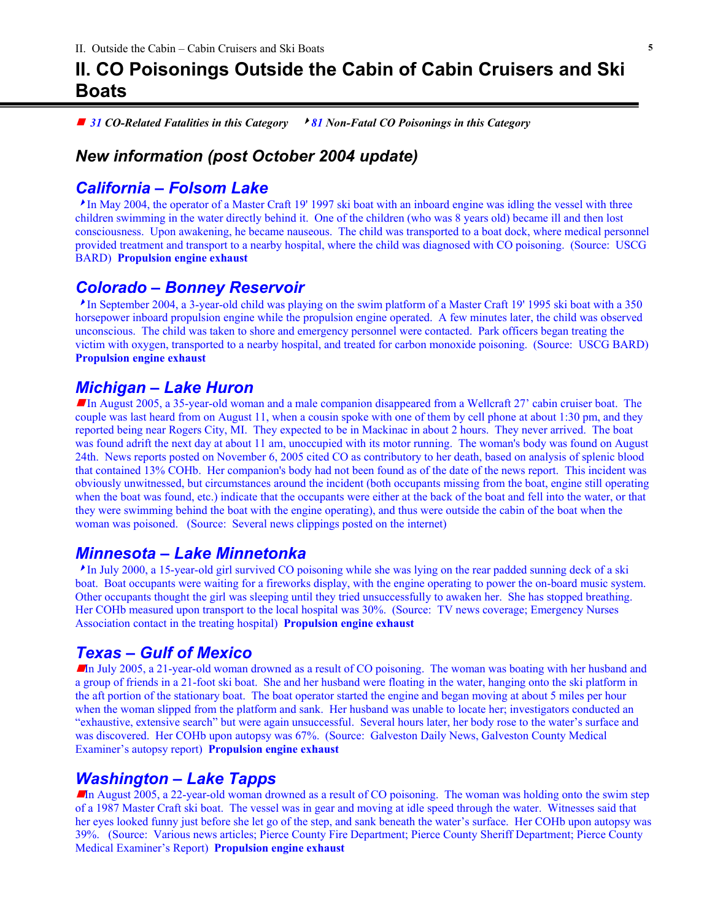# II. CO Poisonings Outside the Cabin of Cabin Cruisers and Ski Boats

■ *31 CO-Related Fatalities in this Category* ‣ *81 Non-Fatal CO Poisonings in this Category*

## *New information (post October 2004 update)*

### *California – Folsom Lake*

‣ In May 2004, the operator of a Master Craft 19' 1997 ski boat with an inboard engine was idling the vessel with three children swimming in the water directly behind it. One of the children (who was 8 years old) became ill and then lost consciousness. Upon awakening, he became nauseous. The child was transported to a boat dock, where medical personnel provided treatment and transport to a nearby hospital, where the child was diagnosed with CO poisoning. (Source: USCG BARD) **Propulsion engine exhaust**

### *Colorado – Bonney Reservoir*

‣ In September 2004, a 3-year-old child was playing on the swim platform of a Master Craft 19' 1995 ski boat with a 350 horsepower inboard propulsion engine while the propulsion engine operated. A few minutes later, the child was observed unconscious. The child was taken to shore and emergency personnel were contacted. Park officers began treating the victim with oxygen, transported to a nearby hospital, and treated for carbon monoxide poisoning. (Source: USCG BARD) **Propulsion engine exhaust**

### *Michigan – Lake Huron*

■ In August 2005, a 35-year-old woman and a male companion disappeared from a Wellcraft 27' cabin cruiser boat. The couple was last heard from on August 11, when a cousin spoke with one of them by cell phone at about 1:30 pm, and they reported being near Rogers City, MI. They expected to be in Mackinac in about 2 hours. They never arrived. The boat was found adrift the next day at about 11 am, unoccupied with its motor running. The woman's body was found on August 24th. News reports posted on November 6, 2005 cited CO as contributory to her death, based on analysis of splenic blood that contained 13% COHb. Her companion's body had not been found as of the date of the news report. This incident was obviously unwitnessed, but circumstances around the incident (both occupants missing from the boat, engine still operating when the boat was found, etc.) indicate that the occupants were either at the back of the boat and fell into the water, or that they were swimming behind the boat with the engine operating), and thus were outside the cabin of the boat when the woman was poisoned. (Source: Several news clippings posted on the internet)

### *Minnesota – Lake Minnetonka*

‣ In July 2000, a 15-year-old girl survived CO poisoning while she was lying on the rear padded sunning deck of a ski boat. Boat occupants were waiting for a fireworks display, with the engine operating to power the on-board music system. Other occupants thought the girl was sleeping until they tried unsuccessfully to awaken her. She has stopped breathing. Her COHb measured upon transport to the local hospital was 30%. (Source: TV news coverage; Emergency Nurses Association contact in the treating hospital) **Propulsion engine exhaust**

### *Texas – Gulf of Mexico*

■ In July 2005, a 21-year-old woman drowned as a result of CO poisoning. The woman was boating with her husband and a group of friends in a 21-foot ski boat. She and her husband were floating in the water, hanging onto the ski platform in the aft portion of the stationary boat. The boat operator started the engine and began moving at about 5 miles per hour when the woman slipped from the platform and sank. Her husband was unable to locate her; investigators conducted an "exhaustive, extensive search" but were again unsuccessful. Several hours later, her body rose to the water's surface and was discovered. Her COHb upon autopsy was 67%. (Source: Galveston Daily News, Galveston County Medical Examiner's autopsy report) **Propulsion engine exhaust**

### *Washington – Lake Tapps*

■ In August 2005, a 22-year-old woman drowned as a result of CO poisoning. The woman was holding onto the swim step of a 1987 Master Craft ski boat. The vessel was in gear and moving at idle speed through the water. Witnesses said that her eyes looked funny just before she let go of the step, and sank beneath the water's surface. Her COHb upon autopsy was 39%. (Source: Various news articles; Pierce County Fire Department; Pierce County Sheriff Department; Pierce County Medical Examiner's Report) **Propulsion engine exhaust**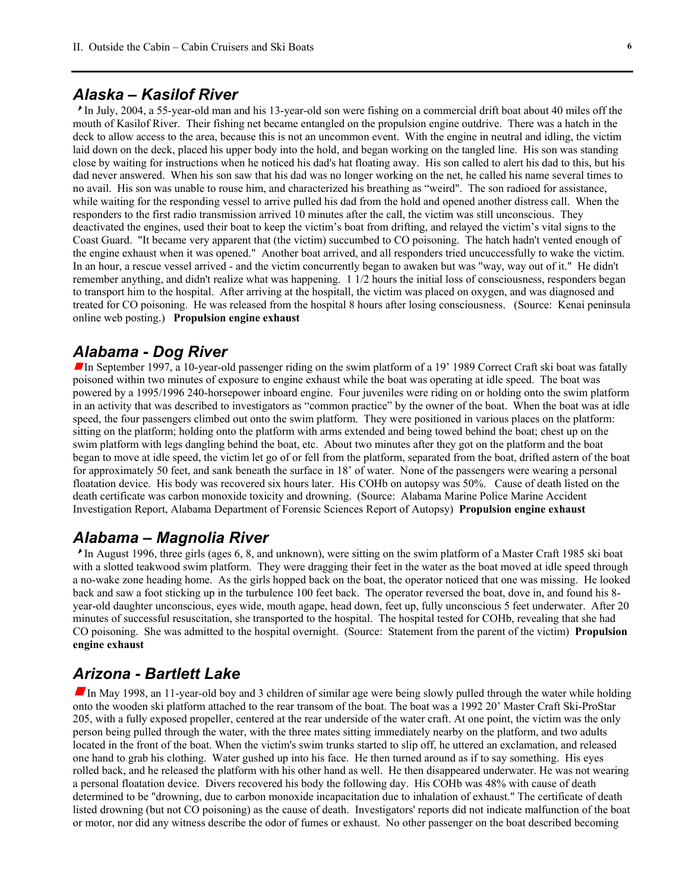## Alaska – Kasilof River

‣In July, 2004, a 55-year-old man and his 13-year-old son were fishing on a commercial drift boat about 40 miles off the mouth of Kasilof River. Their fishing net became entangled on the propulsion engine outdrive. There was a hatch in the deck to allow access to the area, because this is not an uncommon event. With the engine in neutral and idling, the victim laid down on the deck, placed his upper body into the hold, and began working on the tangled line. His son was standing close by waiting for instructions when he noticed his dad's hat floating away. His son called to alert his dad to this, but his dad never answered. When his son saw that his dad was no longer working on the net, he called his name several times to no avail. His son was unable to rouse him, and characterized his breathing as "weird". The son radioed for assistance, while waiting for the responding vessel to arrive pulled his dad from the hold and opened another distress call. When the responders to the first radio transmission arrived 10 minutes after the call, the victim was still unconscious. They deactivated the engines, used their boat to keep the victim's boat from drifting, and relayed the victim's vital signs to the Coast Guard. "It became very apparent that (the victim) succumbed to CO poisoning. The hatch hadn't vented enough of the engine exhaust when it was opened." Another boat arrived, and all responders tried uncuccessfully to wake the victim. In an hour, a rescue vessel arrived - and the victim concurrently began to awaken but was "way, way out of it." He didn't remember anything, and didn't realize what was happening. 1 1/2 hours the initial loss of consciousness, responders began to transport him to the hospital. After arriving at the hospitall, the victim was placed on oxygen, and was diagnosed and treated for CO poisoning. He was released from the hospital 8 hours after losing consciousness. (Source: Kenai peninsula online web posting.) **Propulsion engine exhaust**

## Alabama - Dog River

In September 1997, a 10-year-old passenger riding on the swim platform of a 19' 1989 Correct Craft ski boat was fatally poisoned within two minutes of exposure to engine exhaust while the boat was operating at idle speed. The boat was powered by a 1995/1996 240-horsepower inboard engine. Four juveniles were riding on or holding onto the swim platform in an activity that was described to investigators as "common practice" by the owner of the boat. When the boat was at idle speed, the four passengers climbed out onto the swim platform. They were positioned in various places on the platform: sitting on the platform; holding onto the platform with arms extended and being towed behind the boat; chest up on the swim platform with legs dangling behind the boat, etc. About two minutes after they got on the platform and the boat began to move at idle speed, the victim let go of or fell from the platform, separated from the boat, drifted astern of the boat for approximately 50 feet, and sank beneath the surface in 18' of water. None of the passengers were wearing a personal floatation device. His body was recovered six hours later. His COHb on autopsy was 50%. Cause of death listed on the death certificate was carbon monoxide toxicity and drowning. (Source: Alabama Marine Police Marine Accident Investigation Report, Alabama Department of Forensic Sciences Report of Autopsy) **Propulsion engine exhaust**

## Alabama – Magnolia River

‣In August 1996, three girls (ages 6, 8, and unknown), were sitting on the swim platform of a Master Craft 1985 ski boat with a slotted teakwood swim platform. They were dragging their feet in the water as the boat moved at idle speed through a no-wake zone heading home. As the girls hopped back on the boat, the operator noticed that one was missing. He looked back and saw a foot sticking up in the turbulence 100 feet back. The operator reversed the boat, dove in, and found his 8-year-old daughter unconscious, eyes wide, mouth agape, head down, feet up, fully unconscious 5 feet underwater. After 20 minutes of successful resuscitation, she transported to the hospital. The hospital tested for COHb, revealing that she had CO poisoning. She was admitted to the hospital overnight. (Source: Statement from the parent of the victim) **Propulsion engine exhaust**

## Arizona - Bartlett Lake

In May 1998, an 11-year-old boy and 3 children of similar age were being slowly pulled through the water while holding onto the wooden ski platform attached to the rear transom of the boat. The boat was a 1992 20' Master Craft Ski-ProStar 205, with a fully exposed propeller, centered at the rear underside of the water craft. At one point, the victim was the only person being pulled through the water, with the three mates sitting immediately nearby on the platform, and two adults located in the front of the boat. When the victim's swim trunks started to slip off, he uttered an exclamation, and released one hand to grab his clothing. Water gushed up into his face. He then turned around as if to say something. His eyes rolled back, and he released the platform with his other hand as well. He then disappeared underwater. He was not wearing a personal floatation device. Divers recovered his body the following day. His COHb was 48% with cause of death determined to be "drowning, due to carbon monoxide incapacitation due to inhalation of exhaust." The certificate of death listed drowning (but not CO poisoning) as the cause of death. Investigators' reports did not indicate malfunction of the boat or motor, nor did any witness describe the odor of fumes or exhaust. No other passenger on the boat described becoming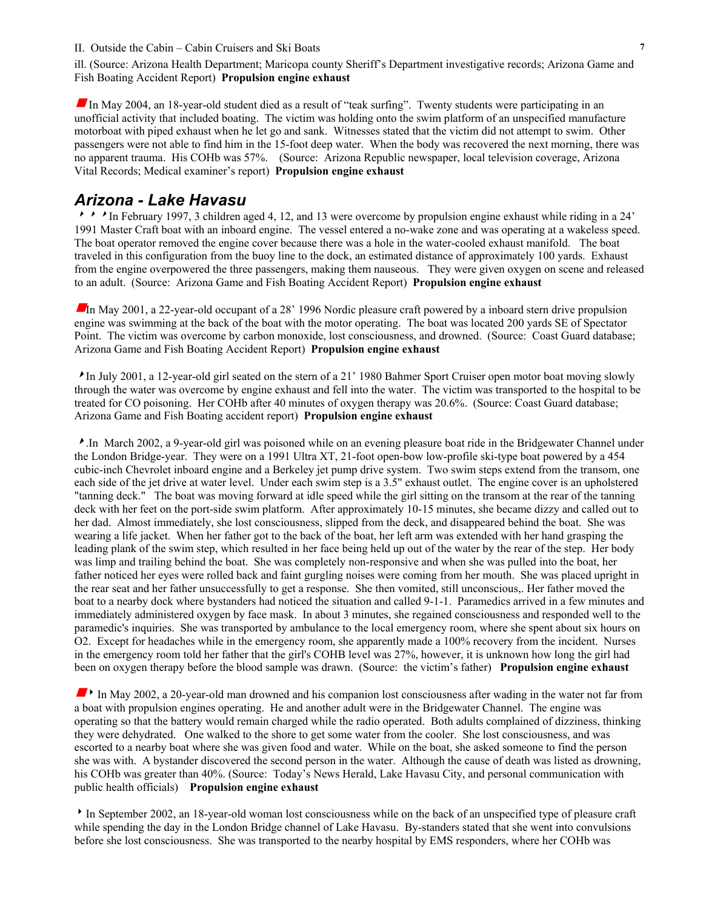ill. (Source: Arizona Health Department; Maricopa county Sheriff's Department investigative records; Arizona Game and Fish Boating Accident Report) **Propulsion engine exhaust**

In May 2004, an 18-year-old student died as a result of "teak surfing". Twenty students were participating in an unofficial activity that included boating. The victim was holding onto the swim platform of an unspecified manufacture motorboat with piped exhaust when he let go and sank. Witnesses stated that the victim did not attempt to swim. Other passengers were not able to find him in the 15-foot deep water. When the body was recovered the next morning, there was no apparent trauma. His COHb was 57%. (Source: Arizona Republic newspaper, local television coverage, Arizona Vital Records; Medical examiner's report) **Propulsion engine exhaust**

## *Arizona - Lake Havasu*

In February 1997, 3 children aged 4, 12, and 13 were overcome by propulsion engine exhaust while riding in a 24' 1991 Master Craft boat with an inboard engine. The vessel entered a no-wake zone and was operating at a wakeless speed. The boat operator removed the engine cover because there was a hole in the water-cooled exhaust manifold. The boat traveled in this configuration from the buoy line to the dock, an estimated distance of approximately 100 yards. Exhaust from the engine overpowered the three passengers, making them nauseous. They were given oxygen on scene and released to an adult. (Source: Arizona Game and Fish Boating Accident Report) **Propulsion engine exhaust**

In May 2001, a 22-year-old occupant of a 28' 1996 Nordic pleasure craft powered by a inboard stern drive propulsion engine was swimming at the back of the boat with the motor operating. The boat was located 200 yards SE of Spectator Point. The victim was overcome by carbon monoxide, lost consciousness, and drowned. (Source: Coast Guard database; Arizona Game and Fish Boating Accident Report) **Propulsion engine exhaust**

In July 2001, a 12-year-old girl seated on the stern of a 21' 1980 Bahmer Sport Cruiser open motor boat moving slowly through the water was overcome by engine exhaust and fell into the water. The victim was transported to the hospital to be treated for CO poisoning. Her COHb after 40 minutes of oxygen therapy was 20.6%. (Source: Coast Guard database; Arizona Game and Fish Boating accident report) **Propulsion engine exhaust**

.In March 2002, a 9-year-old girl was poisoned while on an evening pleasure boat ride in the Bridgewater Channel under the London Bridge-year. They were on a 1991 Ultra XT, 21-foot open-bow low-profile ski-type boat powered by a 454 cubic-inch Chevrolet inboard engine and a Berkeley jet pump drive system. Two swim steps extend from the transom, one each side of the jet drive at water level. Under each swim step is a 3.5" exhaust outlet. The engine cover is an upholstered "tanning deck." The boat was moving forward at idle speed while the girl sitting on the transom at the rear of the tanning deck with her feet on the port-side swim platform. After approximately 10-15 minutes, she became dizzy and called out to her dad. Almost immediately, she lost consciousness, slipped from the deck, and disappeared behind the boat. She was wearing a life jacket. When her father got to the back of the boat, her left arm was extended with her hand grasping the leading plank of the swim step, which resulted in her face being held up out of the water by the rear of the step. Her body was limp and trailing behind the boat. She was completely non-responsive and when she was pulled into the boat, her father noticed her eyes were rolled back and faint gurgling noises were coming from her mouth. She was placed upright in the rear seat and her father unsuccessfully to get a response. She then vomited, still unconscious,. Her father moved the boat to a nearby dock where bystanders had noticed the situation and called 9-1-1. Paramedics arrived in a few minutes and immediately administered oxygen by face mask. In about 3 minutes, she regained consciousness and responded well to the paramedic's inquiries. She was transported by ambulance to the local emergency room, where she spent about six hours on O2. Except for headaches while in the emergency room, she apparently made a 100% recovery from the incident. Nurses in the emergency room told her father that the girl's COHB level was 27%, however, it is unknown how long the girl had been on oxygen therapy before the blood sample was drawn. (Source: the victim's father) **Propulsion engine exhaust**

In May 2002, a 20-year-old man drowned and his companion lost consciousness after wading in the water not far from a boat with propulsion engines operating. He and another adult were in the Bridgewater Channel. The engine was operating so that the battery would remain charged while the radio operated. Both adults complained of dizziness, thinking they were dehydrated. One walked to the shore to get some water from the cooler. She lost consciousness, and was escorted to a nearby boat where she was given food and water. While on the boat, she asked someone to find the person she was with. A bystander discovered the second person in the water. Although the cause of death was listed as drowning, his COHb was greater than 40%. (Source: Today's News Herald, Lake Havasu City, and personal communication with public health officials) **Propulsion engine exhaust**

In September 2002, an 18-year-old woman lost consciousness while on the back of an unspecified type of pleasure craft while spending the day in the London Bridge channel of Lake Havasu. By-standers stated that she went into convulsions before she lost consciousness. She was transported to the nearby hospital by EMS responders, where her COHb was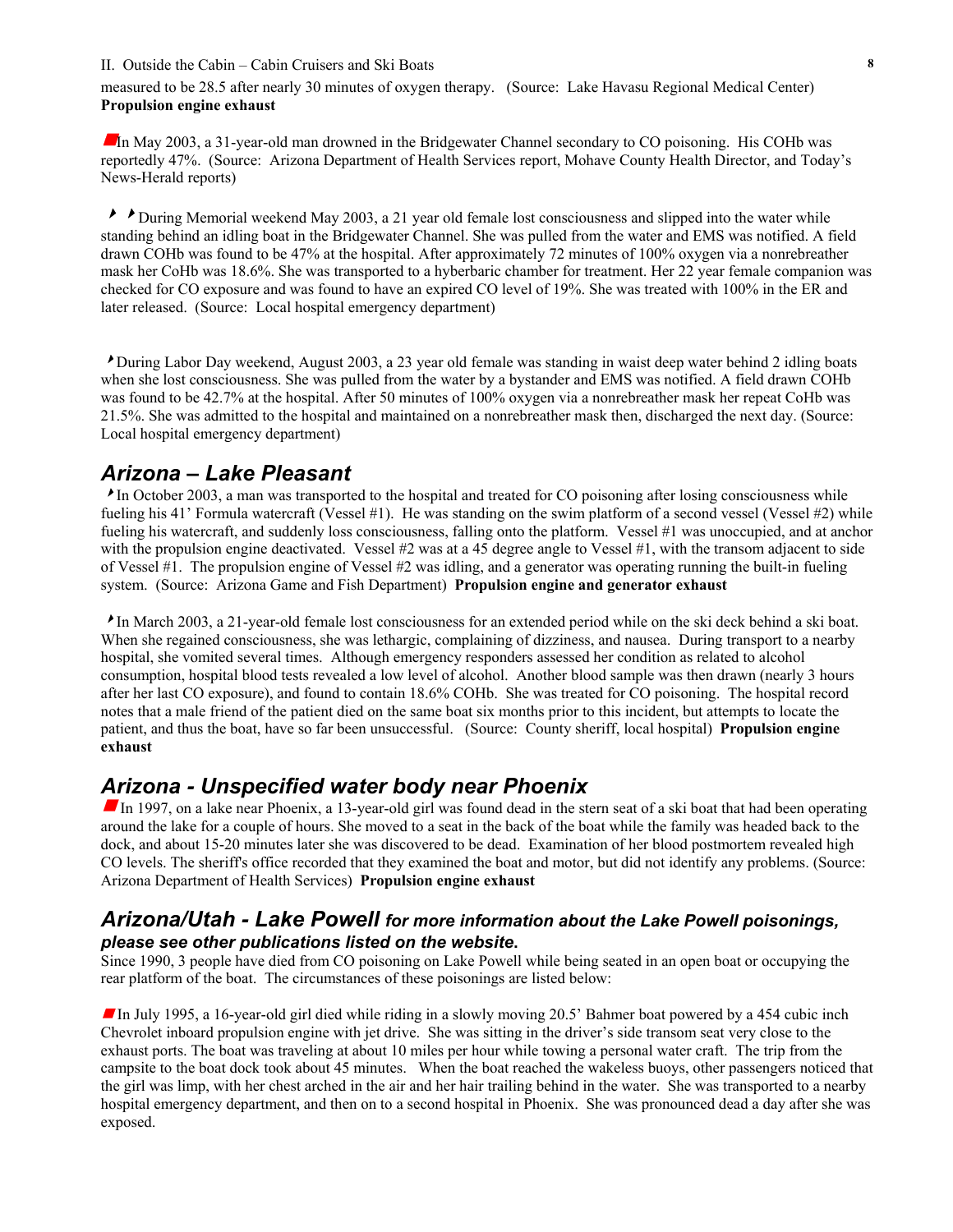measured to be 28.5 after nearly 30 minutes of oxygen therapy. (Source: Lake Havasu Regional Medical Center) **Propulsion engine exhaust**

In May 2003, a 31-year-old man drowned in the Bridgewater Channel secondary to CO poisoning. His COHb was reportedly 47%. (Source: Arizona Department of Health Services report, Mohave County Health Director, and Today's News-Herald reports)

During Memorial weekend May 2003, a 21 year old female lost consciousness and slipped into the water while standing behind an idling boat in the Bridgewater Channel. She was pulled from the water and EMS was notified. A field drawn COHb was found to be 47% at the hospital. After approximately 72 minutes of 100% oxygen via a nonrebreather mask her CoHb was 18.6%. She was transported to a hyberbaric chamber for treatment. Her 22 year female companion was checked for CO exposure and was found to have an expired CO level of 19%. She was treated with 100% in the ER and later released. (Source: Local hospital emergency department)

During Labor Day weekend, August 2003, a 23 year old female was standing in waist deep water behind 2 idling boats when she lost consciousness. She was pulled from the water by a bystander and EMS was notified. A field drawn COHb was found to be 42.7% at the hospital. After 50 minutes of 100% oxygen via a nonrebreather mask her repeat CoHb was 21.5%. She was admitted to the hospital and maintained on a nonrebreather mask then, discharged the next day. (Source: Local hospital emergency department)

## *Arizona – Lake Pleasant*

In October 2003, a man was transported to the hospital and treated for CO poisoning after losing consciousness while fueling his 41' Formula watercraft (Vessel #1). He was standing on the swim platform of a second vessel (Vessel #2) while fueling his watercraft, and suddenly loss consciousness, falling onto the platform. Vessel #1 was unoccupied, and at anchor with the propulsion engine deactivated. Vessel #2 was at a 45 degree angle to Vessel #1, with the transom adjacent to side of Vessel #1. The propulsion engine of Vessel #2 was idling, and a generator was operating running the built-in fueling system. (Source: Arizona Game and Fish Department) **Propulsion engine and generator exhaust**

In March 2003, a 21-year-old female lost consciousness for an extended period while on the ski deck behind a ski boat. When she regained consciousness, she was lethargic, complaining of dizziness, and nausea. During transport to a nearby hospital, she vomited several times. Although emergency responders assessed her condition as related to alcohol consumption, hospital blood tests revealed a low level of alcohol. Another blood sample was then drawn (nearly 3 hours after her last CO exposure), and found to contain 18.6% COHb. She was treated for CO poisoning. The hospital record notes that a male friend of the patient died on the same boat six months prior to this incident, but attempts to locate the patient, and thus the boat, have so far been unsuccessful. (Source: County sheriff, local hospital) **Propulsion engine exhaust**

## *Arizona - Unspecified water body near Phoenix*

In 1997, on a lake near Phoenix, a 13-year-old girl was found dead in the stern seat of a ski boat that had been operating around the lake for a couple of hours. She moved to a seat in the back of the boat while the family was headed back to the dock, and about 15-20 minutes later she was discovered to be dead. Examination of her blood postmortem revealed high CO levels. The sheriff's office recorded that they examined the boat and motor, but did not identify any problems. (Source: Arizona Department of Health Services) **Propulsion engine exhaust**

## *Arizona/Utah - Lake Powell for more information about the Lake Powell poisonings, please see other publications listed on the website.*

Since 1990, 3 people have died from CO poisoning on Lake Powell while being seated in an open boat or occupying the rear platform of the boat. The circumstances of these poisonings are listed below:

In July 1995, a 16-year-old girl died while riding in a slowly moving 20.5' Bahmer boat powered by a 454 cubic inch Chevrolet inboard propulsion engine with jet drive. She was sitting in the driver's side transom seat very close to the exhaust ports. The boat was traveling at about 10 miles per hour while towing a personal water craft. The trip from the campsite to the boat dock took about 45 minutes. When the boat reached the wakeless buoys, other passengers noticed that the girl was limp, with her chest arched in the air and her hair trailing behind in the water. She was transported to a nearby hospital emergency department, and then on to a second hospital in Phoenix. She was pronounced dead a day after she was exposed.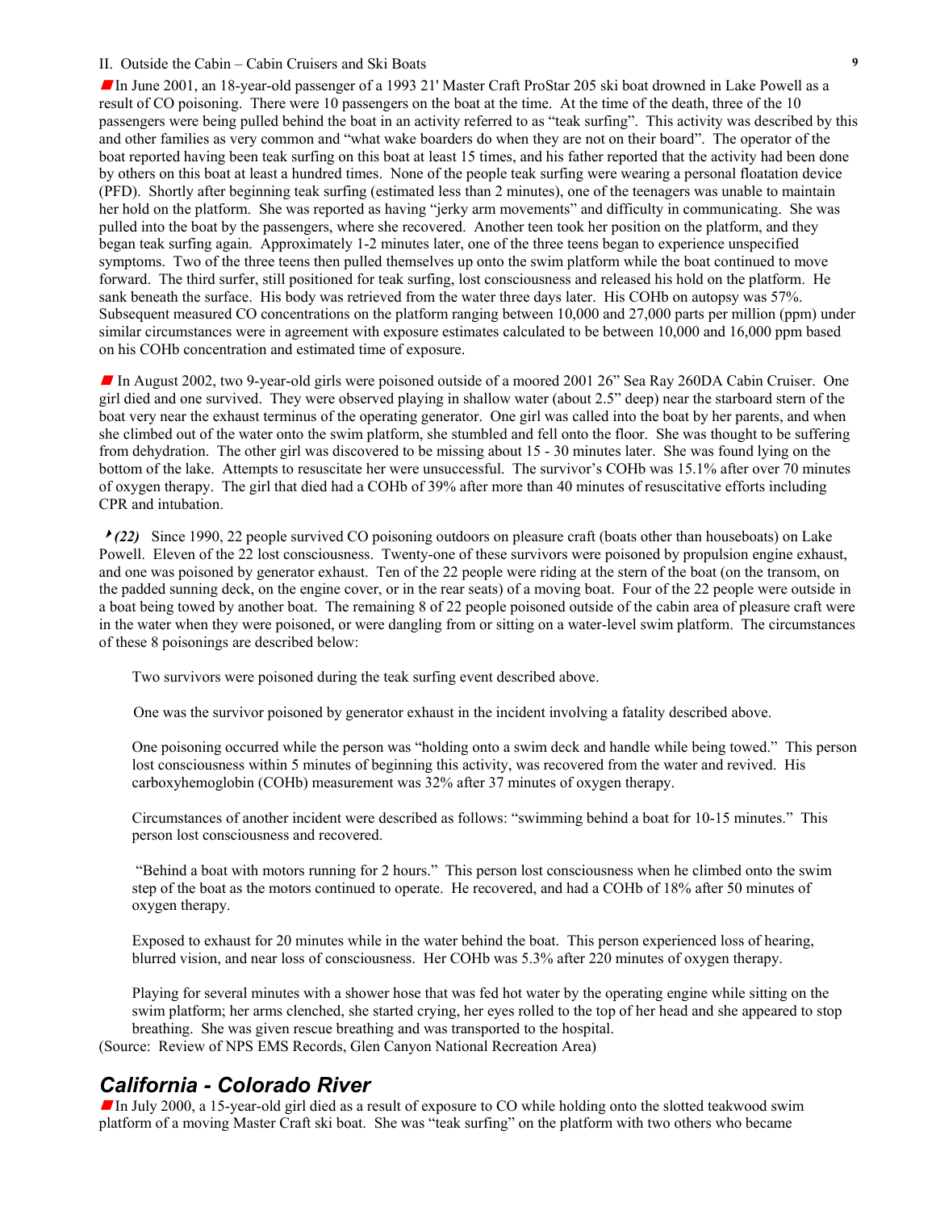II. Outside the Cabin – Cabin Cruisers and Ski Boats

■ In June 2001, an 18-year-old passenger of a 1993 21' Master Craft ProStar 205 ski boat drowned in Lake Powell as a result of CO poisoning. There were 10 passengers on the boat at the time. At the time of the death, three of the 10 passengers were being pulled behind the boat in an activity referred to as "teak surfing". This activity was described by this and other families as very common and "what wake boarders do when they are not on their board". The operator of the boat reported having been teak surfing on this boat at least 15 times, and his father reported that the activity had been done by others on this boat at least a hundred times. None of the people teak surfing were wearing a personal floatation device (PFD). Shortly after beginning teak surfing (estimated less than 2 minutes), one of the teenagers was unable to maintain her hold on the platform. She was reported as having "jerky arm movements" and difficulty in communicating. She was pulled into the boat by the passengers, where she recovered. Another teen took her position on the platform, and they began teak surfing again. Approximately 1-2 minutes later, one of the three teens began to experience unspecified symptoms. Two of the three teens then pulled themselves up onto the swim platform while the boat continued to move forward. The third surfer, still positioned for teak surfing, lost consciousness and released his hold on the platform. He sank beneath the surface. His body was retrieved from the water three days later. His COHb on autopsy was 57%. Subsequent measured CO concentrations on the platform ranging between 10,000 and 27,000 parts per million (ppm) under similar circumstances were in agreement with exposure estimates calculated to be between 10,000 and 16,000 ppm based on his COHb concentration and estimated time of exposure.

■ In August 2002, two 9-year-old girls were poisoned outside of a moored 2001 26" Sea Ray 260DA Cabin Cruiser. One girl died and one survived. They were observed playing in shallow water (about 2.5" deep) near the starboard stern of the boat very near the exhaust terminus of the operating generator. One girl was called into the boat by her parents, and when she climbed out of the water onto the swim platform, she stumbled and fell onto the floor. She was thought to be suffering from dehydration. The other girl was discovered to be missing about 15 - 30 minutes later. She was found lying on the bottom of the lake. Attempts to resuscitate her were unsuccessful. The survivor's COHb was 15.1% after over 70 minutes of oxygen therapy. The girl that died had a COHb of 39% after more than 40 minutes of resuscitative efforts including CPR and intubation.

‣ ***(22)*** Since 1990, 22 people survived CO poisoning outdoors on pleasure craft (boats other than houseboats) on Lake Powell. Eleven of the 22 lost consciousness. Twenty-one of these survivors were poisoned by propulsion engine exhaust, and one was poisoned by generator exhaust. Ten of the 22 people were riding at the stern of the boat (on the transom, on the padded sunning deck, on the engine cover, or in the rear seats) of a moving boat. Four of the 22 people were outside in a boat being towed by another boat. The remaining 8 of 22 people poisoned outside of the cabin area of pleasure craft were in the water when they were poisoned, or were dangling from or sitting on a water-level swim platform. The circumstances of these 8 poisonings are described below:

Two survivors were poisoned during the teak surfing event described above.

One was the survivor poisoned by generator exhaust in the incident involving a fatality described above.

One poisoning occurred while the person was "holding onto a swim deck and handle while being towed." This person lost consciousness within 5 minutes of beginning this activity, was recovered from the water and revived. His carboxyhemoglobin (COHb) measurement was 32% after 37 minutes of oxygen therapy.

Circumstances of another incident were described as follows: "swimming behind a boat for 10-15 minutes." This person lost consciousness and recovered.

"Behind a boat with motors running for 2 hours." This person lost consciousness when he climbed onto the swim step of the boat as the motors continued to operate. He recovered, and had a COHb of 18% after 50 minutes of oxygen therapy.

Exposed to exhaust for 20 minutes while in the water behind the boat. This person experienced loss of hearing, blurred vision, and near loss of consciousness. Her COHb was 5.3% after 220 minutes of oxygen therapy.

Playing for several minutes with a shower hose that was fed hot water by the operating engine while sitting on the swim platform; her arms clenched, she started crying, her eyes rolled to the top of her head and she appeared to stop breathing. She was given rescue breathing and was transported to the hospital.

(Source: Review of NPS EMS Records, Glen Canyon National Recreation Area)

## *California - Colorado River*

■ In July 2000, a 15-year-old girl died as a result of exposure to CO while holding onto the slotted teakwood swim platform of a moving Master Craft ski boat. She was "teak surfing" on the platform with two others who became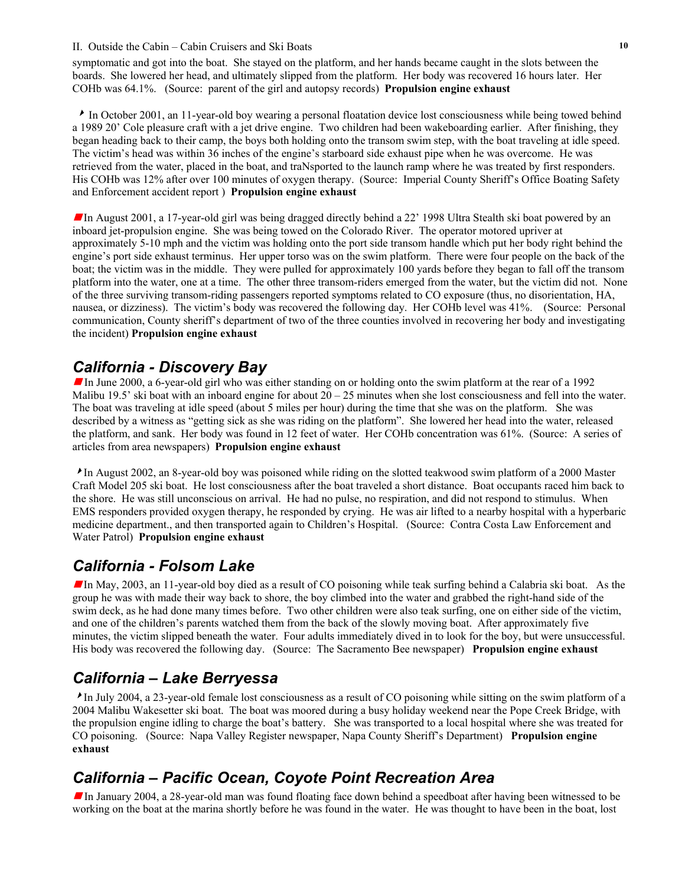symptomatic and got into the boat. She stayed on the platform, and her hands became caught in the slots between the boards. She lowered her head, and ultimately slipped from the platform. Her body was recovered 16 hours later. Her COHb was 64.1%. (Source: parent of the girl and autopsy records) **Propulsion engine exhaust**

‣ In October 2001, an 11-year-old boy wearing a personal floatation device lost consciousness while being towed behind a 1989 20' Cole pleasure craft with a jet drive engine. Two children had been wakeboarding earlier. After finishing, they began heading back to their camp, the boys both holding onto the transom swim step, with the boat traveling at idle speed. The victim's head was within 36 inches of the engine's starboard side exhaust pipe when he was overcome. He was retrieved from the water, placed in the boat, and traNsported to the launch ramp where he was treated by first responders. His COHb was 12% after over 100 minutes of oxygen therapy. (Source: Imperial County Sheriff's Office Boating Safety and Enforcement accident report ) **Propulsion engine exhaust**

■ In August 2001, a 17-year-old girl was being dragged directly behind a 22' 1998 Ultra Stealth ski boat powered by an inboard jet-propulsion engine. She was being towed on the Colorado River. The operator motored upriver at approximately 5-10 mph and the victim was holding onto the port side transom handle which put her body right behind the engine's port side exhaust terminus. Her upper torso was on the swim platform. There were four people on the back of the boat; the victim was in the middle. They were pulled for approximately 100 yards before they began to fall off the transom platform into the water, one at a time. The other three transom-riders emerged from the water, but the victim did not. None of the three surviving transom-riding passengers reported symptoms related to CO exposure (thus, no disorientation, HA, nausea, or dizziness). The victim's body was recovered the following day. Her COHb level was 41%. (Source: Personal communication, County sheriff's department of two of the three counties involved in recovering her body and investigating the incident) **Propulsion engine exhaust**

## California - Discovery Bay

■ In June 2000, a 6-year-old girl who was either standing on or holding onto the swim platform at the rear of a 1992 Malibu 19.5' ski boat with an inboard engine for about 20 – 25 minutes when she lost consciousness and fell into the water. The boat was traveling at idle speed (about 5 miles per hour) during the time that she was on the platform. She was described by a witness as "getting sick as she was riding on the platform". She lowered her head into the water, released the platform, and sank. Her body was found in 12 feet of water. Her COHb concentration was 61%. (Source: A series of articles from area newspapers) **Propulsion engine exhaust**

‣ In August 2002, an 8-year-old boy was poisoned while riding on the slotted teakwood swim platform of a 2000 Master Craft Model 205 ski boat. He lost consciousness after the boat traveled a short distance. Boat occupants raced him back to the shore. He was still unconscious on arrival. He had no pulse, no respiration, and did not respond to stimulus. When EMS responders provided oxygen therapy, he responded by crying. He was air lifted to a nearby hospital with a hyperbaric medicine department., and then transported again to Children's Hospital. (Source: Contra Costa Law Enforcement and Water Patrol) **Propulsion engine exhaust**

## California - Folsom Lake

■ In May, 2003, an 11-year-old boy died as a result of CO poisoning while teak surfing behind a Calabria ski boat. As the group he was with made their way back to shore, the boy climbed into the water and grabbed the right-hand side of the swim deck, as he had done many times before. Two other children were also teak surfing, one on either side of the victim, and one of the children's parents watched them from the back of the slowly moving boat. After approximately five minutes, the victim slipped beneath the water. Four adults immediately dived in to look for the boy, but were unsuccessful. His body was recovered the following day. (Source: The Sacramento Bee newspaper) **Propulsion engine exhaust**

## California – Lake Berryessa

‣ In July 2004, a 23-year-old female lost consciousness as a result of CO poisoning while sitting on the swim platform of a 2004 Malibu Wakesetter ski boat. The boat was moored during a busy holiday weekend near the Pope Creek Bridge, with the propulsion engine idling to charge the boat's battery. She was transported to a local hospital where she was treated for CO poisoning. (Source: Napa Valley Register newspaper, Napa County Sheriff's Department) **Propulsion engine exhaust**

## California – Pacific Ocean, Coyote Point Recreation Area

■ In January 2004, a 28-year-old man was found floating face down behind a speedboat after having been witnessed to be working on the boat at the marina shortly before he was found in the water. He was thought to have been in the boat, lost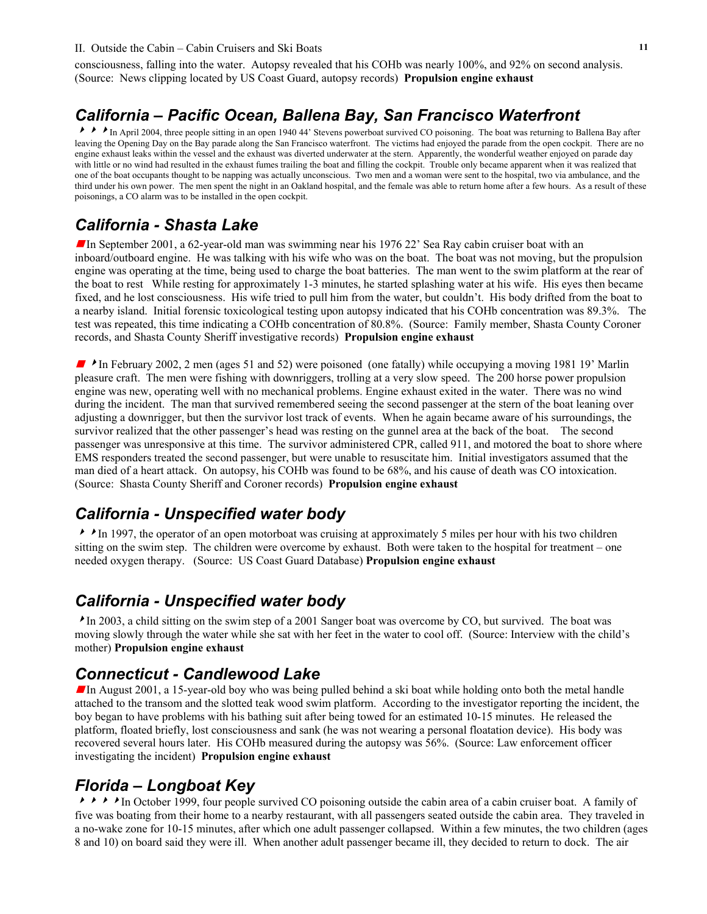consciousness, falling into the water. Autopsy revealed that his COHb was nearly 100%, and 92% on second analysis. (Source: News clipping located by US Coast Guard, autopsy records) **Propulsion engine exhaust**

## *California – Pacific Ocean, Ballena Bay, San Francisco Waterfront*

‣ ‣ ‣ In April 2004, three people sitting in an open 1940 44' Stevens powerboat survived CO poisoning. The boat was returning to Ballena Bay after leaving the Opening Day on the Bay parade along the San Francisco waterfront. The victims had enjoyed the parade from the open cockpit. There are no engine exhaust leaks within the vessel and the exhaust was diverted underwater at the stern. Apparently, the wonderful weather enjoyed on parade day with little or no wind had resulted in the exhaust fumes trailing the boat and filling the cockpit. Trouble only became apparent when it was realized that one of the boat occupants thought to be napping was actually unconscious. Two men and a woman were sent to the hospital, two via ambulance, and the third under his own power. The men spent the night in an Oakland hospital, and the female was able to return home after a few hours. As a result of these poisonings, a CO alarm was to be installed in the open cockpit.

## *California - Shasta Lake*

■ In September 2001, a 62-year-old man was swimming near his 1976 22' Sea Ray cabin cruiser boat with an inboard/outboard engine. He was talking with his wife who was on the boat. The boat was not moving, but the propulsion engine was operating at the time, being used to charge the boat batteries. The man went to the swim platform at the rear of the boat to rest While resting for approximately 1-3 minutes, he started splashing water at his wife. His eyes then became fixed, and he lost consciousness. His wife tried to pull him from the water, but couldn't. His body drifted from the boat to a nearby island. Initial forensic toxicological testing upon autopsy indicated that his COHb concentration was 89.3%. The test was repeated, this time indicating a COHb concentration of 80.8%. (Source: Family member, Shasta County Coroner records, and Shasta County Sheriff investigative records) **Propulsion engine exhaust**

■ ‣ In February 2002, 2 men (ages 51 and 52) were poisoned (one fatally) while occupying a moving 1981 19' Marlin pleasure craft. The men were fishing with downriggers, trolling at a very slow speed. The 200 horse power propulsion engine was new, operating well with no mechanical problems. Engine exhaust exited in the water. There was no wind during the incident. The man that survived remembered seeing the second passenger at the stern of the boat leaning over adjusting a downrigger, but then the survivor lost track of events. When he again became aware of his surroundings, the survivor realized that the other passenger's head was resting on the gunnel area at the back of the boat. The second passenger was unresponsive at this time. The survivor administered CPR, called 911, and motored the boat to shore where EMS responders treated the second passenger, but were unable to resuscitate him. Initial investigators assumed that the man died of a heart attack. On autopsy, his COHb was found to be 68%, and his cause of death was CO intoxication. (Source: Shasta County Sheriff and Coroner records) **Propulsion engine exhaust**

## *California - Unspecified water body*

‣ ‣ In 1997, the operator of an open motorboat was cruising at approximately 5 miles per hour with his two children sitting on the swim step. The children were overcome by exhaust. Both were taken to the hospital for treatment – one needed oxygen therapy. (Source: US Coast Guard Database) **Propulsion engine exhaust**

## *California - Unspecified water body*

‣ In 2003, a child sitting on the swim step of a 2001 Sanger boat was overcome by CO, but survived. The boat was moving slowly through the water while she sat with her feet in the water to cool off. (Source: Interview with the child's mother) **Propulsion engine exhaust**

## *Connecticut - Candlewood Lake*

■ In August 2001, a 15-year-old boy who was being pulled behind a ski boat while holding onto both the metal handle attached to the transom and the slotted teak wood swim platform. According to the investigator reporting the incident, the boy began to have problems with his bathing suit after being towed for an estimated 10-15 minutes. He released the platform, floated briefly, lost consciousness and sank (he was not wearing a personal floatation device). His body was recovered several hours later. His COHb measured during the autopsy was 56%. (Source: Law enforcement officer investigating the incident) **Propulsion engine exhaust**

## *Florida – Longboat Key*

‣ ‣ ‣ ‣ In October 1999, four people survived CO poisoning outside the cabin area of a cabin cruiser boat. A family of five was boating from their home to a nearby restaurant, with all passengers seated outside the cabin area. They traveled in a no-wake zone for 10-15 minutes, after which one adult passenger collapsed. Within a few minutes, the two children (ages 8 and 10) on board said they were ill. When another adult passenger became ill, they decided to return to dock. The air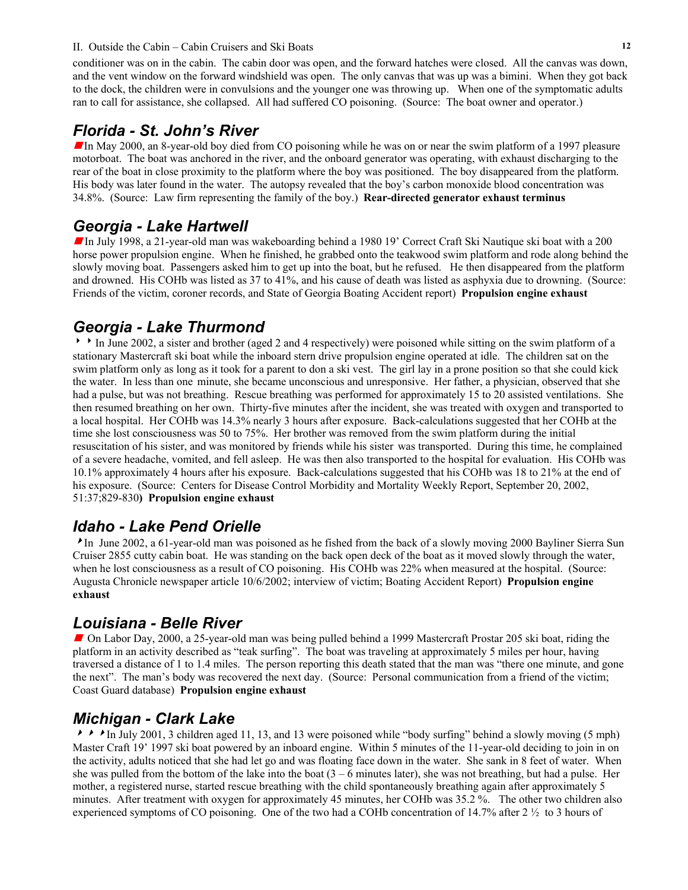conditioner was on in the cabin. The cabin door was open, and the forward hatches were closed. All the canvas was down, and the vent window on the forward windshield was open. The only canvas that was up was a bimini. When they got back to the dock, the children were in convulsions and the younger one was throwing up. When one of the symptomatic adults ran to call for assistance, she collapsed. All had suffered CO poisoning. (Source: The boat owner and operator.)

## *Florida - St. John's River*

■ In May 2000, an 8-year-old boy died from CO poisoning while he was on or near the swim platform of a 1997 pleasure motorboat. The boat was anchored in the river, and the onboard generator was operating, with exhaust discharging to the rear of the boat in close proximity to the platform where the boy was positioned. The boy disappeared from the platform. His body was later found in the water. The autopsy revealed that the boy's carbon monoxide blood concentration was 34.8%. (Source: Law firm representing the family of the boy.) **Rear-directed generator exhaust terminus**

## *Georgia - Lake Hartwell*

■ In July 1998, a 21-year-old man was wakeboarding behind a 1980 19' Correct Craft Ski Nautique ski boat with a 200 horse power propulsion engine. When he finished, he grabbed onto the teakwood swim platform and rode along behind the slowly moving boat. Passengers asked him to get up into the boat, but he refused. He then disappeared from the platform and drowned. His COHb was listed as 37 to 41%, and his cause of death was listed as asphyxia due to drowning. (Source: Friends of the victim, coroner records, and State of Georgia Boating Accident report) **Propulsion engine exhaust**

## *Georgia - Lake Thurmond*

‣ ‣ In June 2002, a sister and brother (aged 2 and 4 respectively) were poisoned while sitting on the swim platform of a stationary Mastercraft ski boat while the inboard stern drive propulsion engine operated at idle. The children sat on the swim platform only as long as it took for a parent to don a ski vest. The girl lay in a prone position so that she could kick the water. In less than one minute, she became unconscious and unresponsive. Her father, a physician, observed that she had a pulse, but was not breathing. Rescue breathing was performed for approximately 15 to 20 assisted ventilations. She then resumed breathing on her own. Thirty-five minutes after the incident, she was treated with oxygen and transported to a local hospital. Her COHb was 14.3% nearly 3 hours after exposure. Back-calculations suggested that her COHb at the time she lost consciousness was 50 to 75%. Her brother was removed from the swim platform during the initial resuscitation of his sister, and was monitored by friends while his sister was transported. During this time, he complained of a severe headache, vomited, and fell asleep. He was then also transported to the hospital for evaluation. His COHb was 10.1% approximately 4 hours after his exposure. Back-calculations suggested that his COHb was 18 to 21% at the end of his exposure. (Source: Centers for Disease Control Morbidity and Mortality Weekly Report, September 20, 2002, 51:37;829-830**)** **Propulsion engine exhaust**

## *Idaho - Lake Pend Orielle*

‣ In June 2002, a 61-year-old man was poisoned as he fished from the back of a slowly moving 2000 Bayliner Sierra Sun Cruiser 2855 cutty cabin boat. He was standing on the back open deck of the boat as it moved slowly through the water, when he lost consciousness as a result of CO poisoning. His COHb was 22% when measured at the hospital. (Source: Augusta Chronicle newspaper article 10/6/2002; interview of victim; Boating Accident Report) **Propulsion engine exhaust**

## *Louisiana - Belle River*

■ On Labor Day, 2000, a 25-year-old man was being pulled behind a 1999 Mastercraft Prostar 205 ski boat, riding the platform in an activity described as "teak surfing". The boat was traveling at approximately 5 miles per hour, having traversed a distance of 1 to 1.4 miles. The person reporting this death stated that the man was "there one minute, and gone the next". The man's body was recovered the next day. (Source: Personal communication from a friend of the victim; Coast Guard database) **Propulsion engine exhaust**

## *Michigan - Clark Lake*

‣ ‣ ‣ In July 2001, 3 children aged 11, 13, and 13 were poisoned while "body surfing" behind a slowly moving (5 mph) Master Craft 19' 1997 ski boat powered by an inboard engine. Within 5 minutes of the 11-year-old deciding to join in on the activity, adults noticed that she had let go and was floating face down in the water. She sank in 8 feet of water. When she was pulled from the bottom of the lake into the boat (3 – 6 minutes later), she was not breathing, but had a pulse. Her mother, a registered nurse, started rescue breathing with the child spontaneously breathing again after approximately 5 minutes. After treatment with oxygen for approximately 45 minutes, her COHb was 35.2 %. The other two children also experienced symptoms of CO poisoning. One of the two had a COHb concentration of 14.7% after 2 ½ to 3 hours of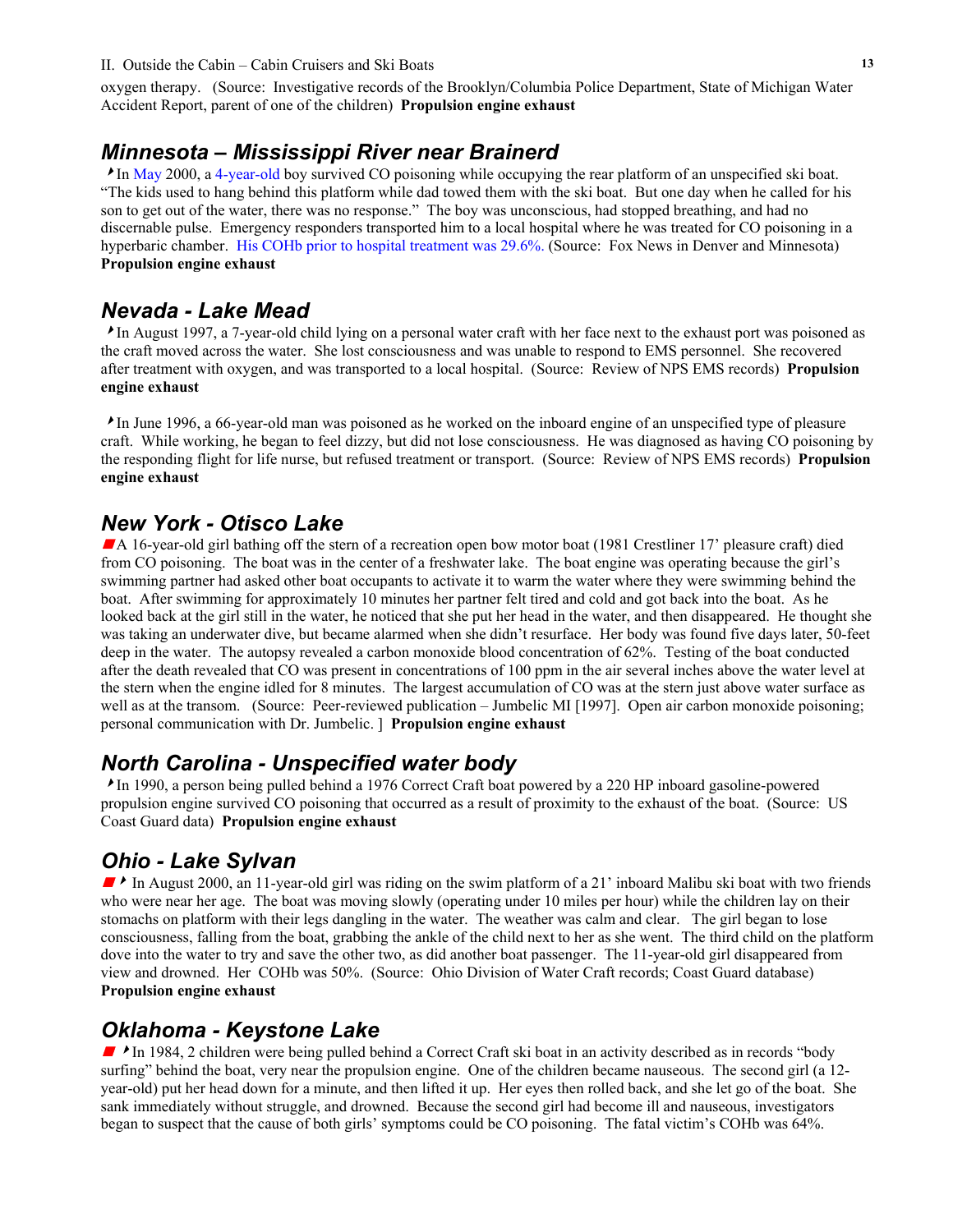oxygen therapy. (Source: Investigative records of the Brooklyn/Columbia Police Department, State of Michigan Water Accident Report, parent of one of the children) **Propulsion engine exhaust**

## Minnesota – Mississippi River near Brainerd

‣In May 2000, a 4-year-old boy survived CO poisoning while occupying the rear platform of an unspecified ski boat. "The kids used to hang behind this platform while dad towed them with the ski boat. But one day when he called for his son to get out of the water, there was no response." The boy was unconscious, had stopped breathing, and had no discernable pulse. Emergency responders transported him to a local hospital where he was treated for CO poisoning in a hyperbaric chamber. His COHb prior to hospital treatment was 29.6%. (Source: Fox News in Denver and Minnesota) **Propulsion engine exhaust**

## Nevada - Lake Mead

‣In August 1997, a 7-year-old child lying on a personal water craft with her face next to the exhaust port was poisoned as the craft moved across the water. She lost consciousness and was unable to respond to EMS personnel. She recovered after treatment with oxygen, and was transported to a local hospital. (Source: Review of NPS EMS records) **Propulsion engine exhaust**

‣In June 1996, a 66-year-old man was poisoned as he worked on the inboard engine of an unspecified type of pleasure craft. While working, he began to feel dizzy, but did not lose consciousness. He was diagnosed as having CO poisoning by the responding flight for life nurse, but refused treatment or transport. (Source: Review of NPS EMS records) **Propulsion engine exhaust**

## New York - Otisco Lake

■A 16-year-old girl bathing off the stern of a recreation open bow motor boat (1981 Crestliner 17' pleasure craft) died from CO poisoning. The boat was in the center of a freshwater lake. The boat engine was operating because the girl's swimming partner had asked other boat occupants to activate it to warm the water where they were swimming behind the boat. After swimming for approximately 10 minutes her partner felt tired and cold and got back into the boat. As he looked back at the girl still in the water, he noticed that she put her head in the water, and then disappeared. He thought she was taking an underwater dive, but became alarmed when she didn't resurface. Her body was found five days later, 50-feet deep in the water. The autopsy revealed a carbon monoxide blood concentration of 62%. Testing of the boat conducted after the death revealed that CO was present in concentrations of 100 ppm in the air several inches above the water level at the stern when the engine idled for 8 minutes. The largest accumulation of CO was at the stern just above water surface as well as at the transom. (Source: Peer-reviewed publication – Jumbelic MI [1997]. Open air carbon monoxide poisoning; personal communication with Dr. Jumbelic. ] **Propulsion engine exhaust**

## North Carolina - Unspecified water body

‣In 1990, a person being pulled behind a 1976 Correct Craft boat powered by a 220 HP inboard gasoline-powered propulsion engine survived CO poisoning that occurred as a result of proximity to the exhaust of the boat. (Source: US Coast Guard data) **Propulsion engine exhaust**

## Ohio - Lake Sylvan

■‣ In August 2000, an 11-year-old girl was riding on the swim platform of a 21' inboard Malibu ski boat with two friends who were near her age. The boat was moving slowly (operating under 10 miles per hour) while the children lay on their stomachs on platform with their legs dangling in the water. The weather was calm and clear. The girl began to lose consciousness, falling from the boat, grabbing the ankle of the child next to her as she went. The third child on the platform dove into the water to try and save the other two, as did another boat passenger. The 11-year-old girl disappeared from view and drowned. Her COHb was 50%. (Source: Ohio Division of Water Craft records; Coast Guard database) **Propulsion engine exhaust**

## Oklahoma - Keystone Lake

■‣In 1984, 2 children were being pulled behind a Correct Craft ski boat in an activity described as in records "body surfing" behind the boat, very near the propulsion engine. One of the children became nauseous. The second girl (a 12-year-old) put her head down for a minute, and then lifted it up. Her eyes then rolled back, and she let go of the boat. She sank immediately without struggle, and drowned. Because the second girl had become ill and nauseous, investigators began to suspect that the cause of both girls' symptoms could be CO poisoning. The fatal victim's COHb was 64%.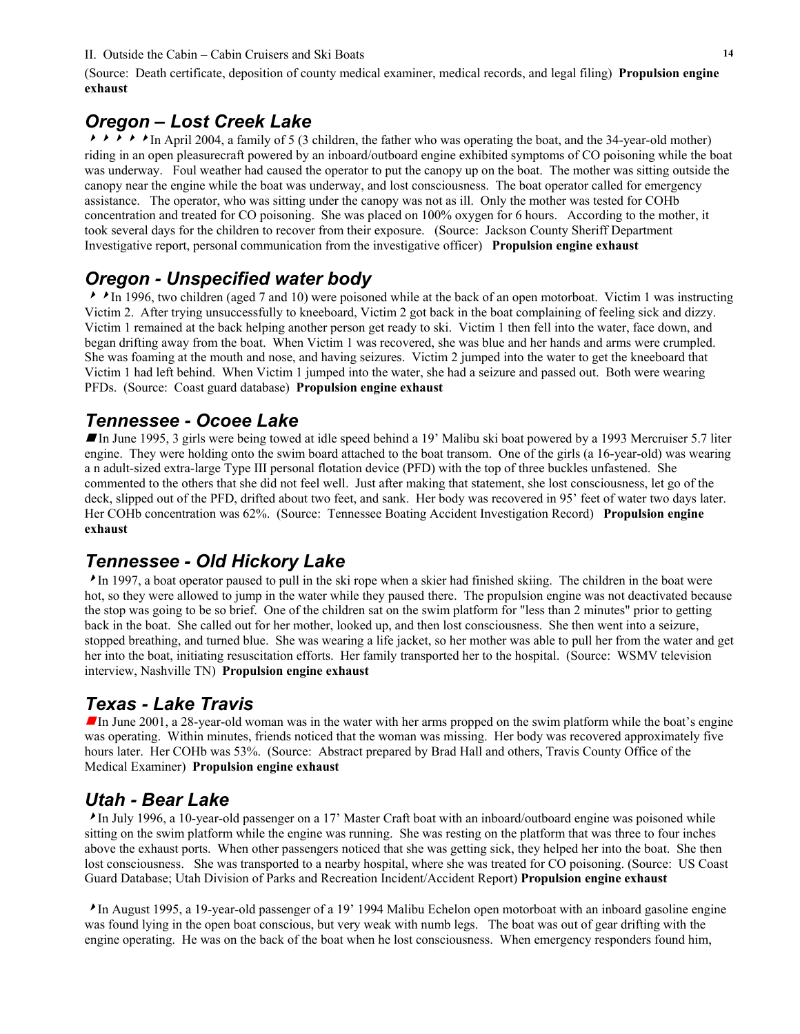(Source: Death certificate, deposition of county medical examiner, medical records, and legal filing) **Propulsion engine exhaust**

## *Oregon – Lost Creek Lake*

In April 2004, a family of 5 (3 children, the father who was operating the boat, and the 34-year-old mother) riding in an open pleasurecraft powered by an inboard/outboard engine exhibited symptoms of CO poisoning while the boat was underway. Foul weather had caused the operator to put the canopy up on the boat. The mother was sitting outside the canopy near the engine while the boat was underway, and lost consciousness. The boat operator called for emergency assistance. The operator, who was sitting under the canopy was not as ill. Only the mother was tested for COHb concentration and treated for CO poisoning. She was placed on 100% oxygen for 6 hours. According to the mother, it took several days for the children to recover from their exposure. (Source: Jackson County Sheriff Department Investigative report, personal communication from the investigative officer) **Propulsion engine exhaust**

## *Oregon - Unspecified water body*

In 1996, two children (aged 7 and 10) were poisoned while at the back of an open motorboat. Victim 1 was instructing Victim 2. After trying unsuccessfully to kneeboard, Victim 2 got back in the boat complaining of feeling sick and dizzy. Victim 1 remained at the back helping another person get ready to ski. Victim 1 then fell into the water, face down, and began drifting away from the boat. When Victim 1 was recovered, she was blue and her hands and arms were crumpled. She was foaming at the mouth and nose, and having seizures. Victim 2 jumped into the water to get the kneeboard that Victim 1 had left behind. When Victim 1 jumped into the water, she had a seizure and passed out. Both were wearing PFDs. (Source: Coast guard database) **Propulsion engine exhaust**

## *Tennessee - Ocoee Lake*

In June 1995, 3 girls were being towed at idle speed behind a 19' Malibu ski boat powered by a 1993 Mercruiser 5.7 liter engine. They were holding onto the swim board attached to the boat transom. One of the girls (a 16-year-old) was wearing a n adult-sized extra-large Type III personal flotation device (PFD) with the top of three buckles unfastened. She commented to the others that she did not feel well. Just after making that statement, she lost consciousness, let go of the deck, slipped out of the PFD, drifted about two feet, and sank. Her body was recovered in 95' feet of water two days later. Her COHb concentration was 62%. (Source: Tennessee Boating Accident Investigation Record) **Propulsion engine exhaust**

## *Tennessee - Old Hickory Lake*

In 1997, a boat operator paused to pull in the ski rope when a skier had finished skiing. The children in the boat were hot, so they were allowed to jump in the water while they paused there. The propulsion engine was not deactivated because the stop was going to be so brief. One of the children sat on the swim platform for "less than 2 minutes" prior to getting back in the boat. She called out for her mother, looked up, and then lost consciousness. She then went into a seizure, stopped breathing, and turned blue. She was wearing a life jacket, so her mother was able to pull her from the water and get her into the boat, initiating resuscitation efforts. Her family transported her to the hospital. (Source: WSMV television interview, Nashville TN) **Propulsion engine exhaust**

## *Texas - Lake Travis*

In June 2001, a 28-year-old woman was in the water with her arms propped on the swim platform while the boat's engine was operating. Within minutes, friends noticed that the woman was missing. Her body was recovered approximately five hours later. Her COHb was 53%. (Source: Abstract prepared by Brad Hall and others, Travis County Office of the Medical Examiner) **Propulsion engine exhaust**

## *Utah - Bear Lake*

In July 1996, a 10-year-old passenger on a 17' Master Craft boat with an inboard/outboard engine was poisoned while sitting on the swim platform while the engine was running. She was resting on the platform that was three to four inches above the exhaust ports. When other passengers noticed that she was getting sick, they helped her into the boat. She then lost consciousness. She was transported to a nearby hospital, where she was treated for CO poisoning. (Source: US Coast Guard Database; Utah Division of Parks and Recreation Incident/Accident Report) **Propulsion engine exhaust**

In August 1995, a 19-year-old passenger of a 19' 1994 Malibu Echelon open motorboat with an inboard gasoline engine was found lying in the open boat conscious, but very weak with numb legs. The boat was out of gear drifting with the engine operating. He was on the back of the boat when he lost consciousness. When emergency responders found him,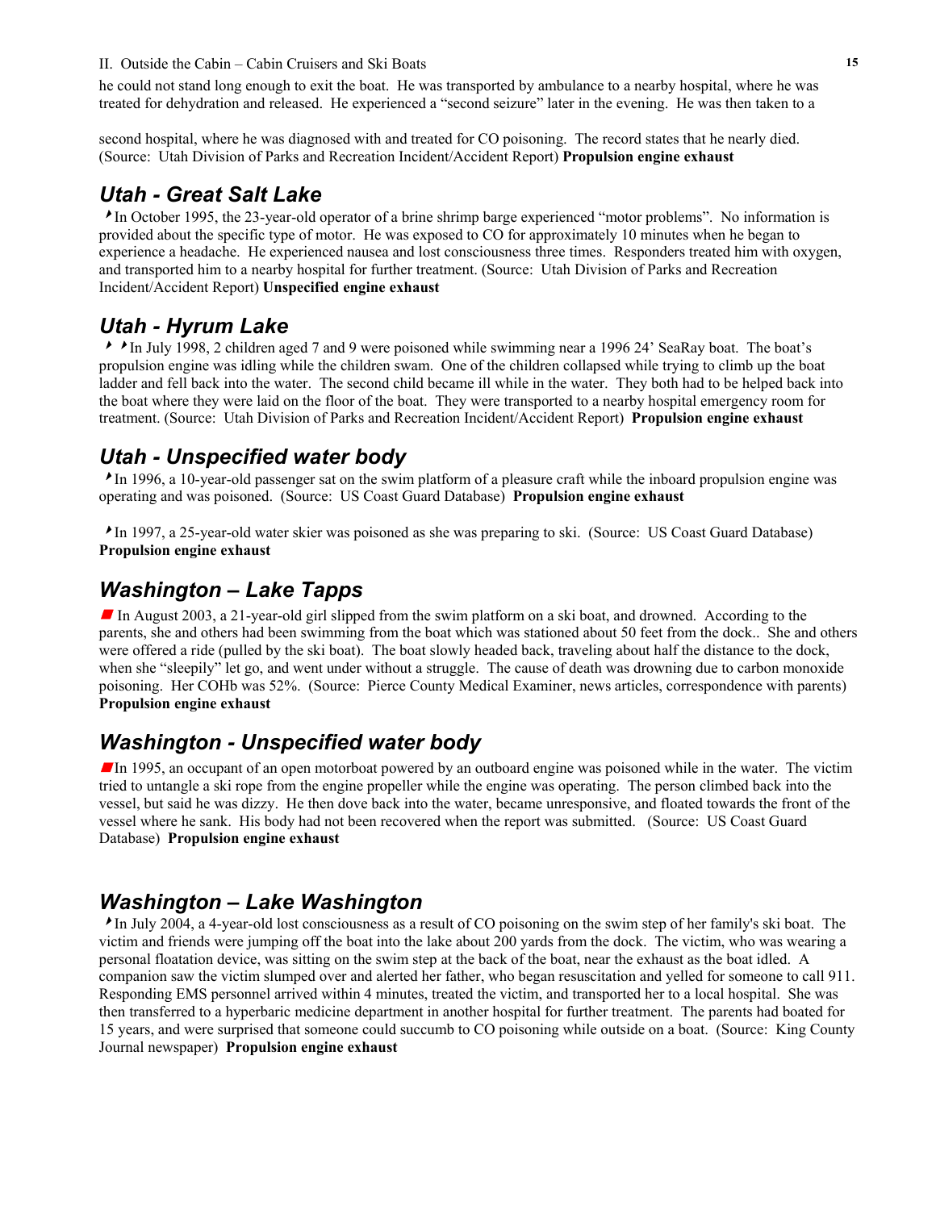he could not stand long enough to exit the boat. He was transported by ambulance to a nearby hospital, where he was treated for dehydration and released. He experienced a "second seizure" later in the evening. He was then taken to a

second hospital, where he was diagnosed with and treated for CO poisoning. The record states that he nearly died. (Source: Utah Division of Parks and Recreation Incident/Accident Report) **Propulsion engine exhaust**

## *Utah - Great Salt Lake*

In October 1995, the 23-year-old operator of a brine shrimp barge experienced "motor problems". No information is provided about the specific type of motor. He was exposed to CO for approximately 10 minutes when he began to experience a headache. He experienced nausea and lost consciousness three times. Responders treated him with oxygen, and transported him to a nearby hospital for further treatment. (Source: Utah Division of Parks and Recreation Incident/Accident Report) **Unspecified engine exhaust**

## *Utah - Hyrum Lake*

In July 1998, 2 children aged 7 and 9 were poisoned while swimming near a 1996 24' SeaRay boat. The boat's propulsion engine was idling while the children swam. One of the children collapsed while trying to climb up the boat ladder and fell back into the water. The second child became ill while in the water. They both had to be helped back into the boat where they were laid on the floor of the boat. They were transported to a nearby hospital emergency room for treatment. (Source: Utah Division of Parks and Recreation Incident/Accident Report) **Propulsion engine exhaust**

## *Utah - Unspecified water body*

In 1996, a 10-year-old passenger sat on the swim platform of a pleasure craft while the inboard propulsion engine was operating and was poisoned. (Source: US Coast Guard Database) **Propulsion engine exhaust**

In 1997, a 25-year-old water skier was poisoned as she was preparing to ski. (Source: US Coast Guard Database) **Propulsion engine exhaust**

## *Washington – Lake Tapps*

In August 2003, a 21-year-old girl slipped from the swim platform on a ski boat, and drowned. According to the parents, she and others had been swimming from the boat which was stationed about 50 feet from the dock.. She and others were offered a ride (pulled by the ski boat). The boat slowly headed back, traveling about half the distance to the dock, when she "sleepily" let go, and went under without a struggle. The cause of death was drowning due to carbon monoxide poisoning. Her COHb was 52%. (Source: Pierce County Medical Examiner, news articles, correspondence with parents) **Propulsion engine exhaust**

## *Washington - Unspecified water body*

In 1995, an occupant of an open motorboat powered by an outboard engine was poisoned while in the water. The victim tried to untangle a ski rope from the engine propeller while the engine was operating. The person climbed back into the vessel, but said he was dizzy. He then dove back into the water, became unresponsive, and floated towards the front of the vessel where he sank. His body had not been recovered when the report was submitted. (Source: US Coast Guard Database) **Propulsion engine exhaust**

## *Washington – Lake Washington*

In July 2004, a 4-year-old lost consciousness as a result of CO poisoning on the swim step of her family's ski boat. The victim and friends were jumping off the boat into the lake about 200 yards from the dock. The victim, who was wearing a personal floatation device, was sitting on the swim step at the back of the boat, near the exhaust as the boat idled. A companion saw the victim slumped over and alerted her father, who began resuscitation and yelled for someone to call 911. Responding EMS personnel arrived within 4 minutes, treated the victim, and transported her to a local hospital. She was then transferred to a hyperbaric medicine department in another hospital for further treatment. The parents had boated for 15 years, and were surprised that someone could succumb to CO poisoning while outside on a boat. (Source: King County Journal newspaper) **Propulsion engine exhaust**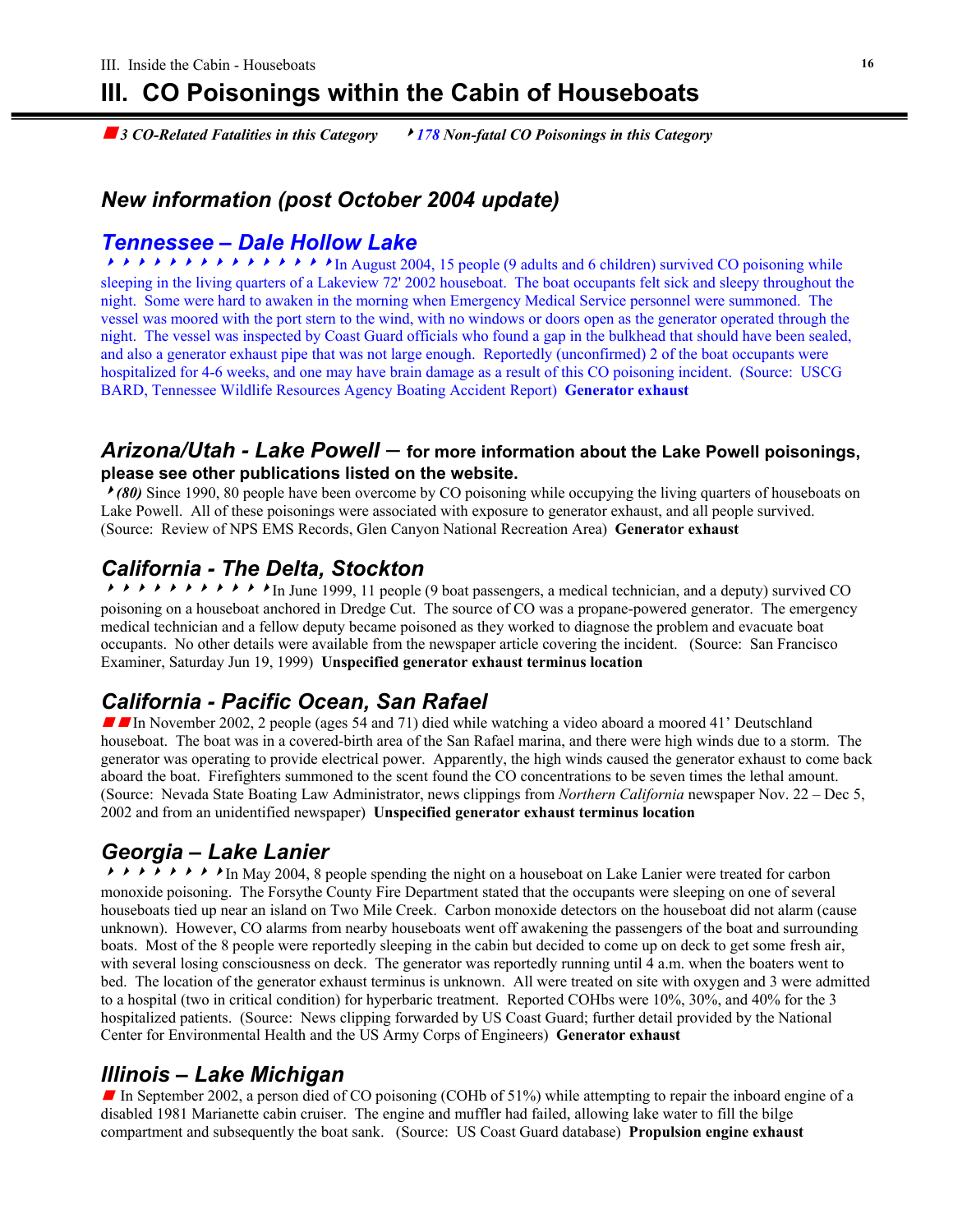# III. CO Poisonings within the Cabin of Houseboats

■ *3 CO-Related Fatalities in this Category* ‣ *178 Non-fatal CO Poisonings in this Category*

## *New information (post October 2004 update)*

### *Tennessee – Dale Hollow Lake*

‣‣‣‣‣‣‣‣‣‣‣‣‣‣‣In August 2004, 15 people (9 adults and 6 children) survived CO poisoning while sleeping in the living quarters of a Lakeview 72' 2002 houseboat. The boat occupants felt sick and sleepy throughout the night. Some were hard to awaken in the morning when Emergency Medical Service personnel were summoned. The vessel was moored with the port stern to the wind, with no windows or doors open as the generator operated through the night. The vessel was inspected by Coast Guard officials who found a gap in the bulkhead that should have been sealed, and also a generator exhaust pipe that was not large enough. Reportedly (unconfirmed) 2 of the boat occupants were hospitalized for 4-6 weeks, and one may have brain damage as a result of this CO poisoning incident. (Source: USCG BARD, Tennessee Wildlife Resources Agency Boating Accident Report) **Generator exhaust**

### *Arizona/Utah - Lake Powell* – **for more information about the Lake Powell poisonings, please see other publications listed on the website.**

‣*(80)* Since 1990, 80 people have been overcome by CO poisoning while occupying the living quarters of houseboats on Lake Powell. All of these poisonings were associated with exposure to generator exhaust, and all people survived. (Source: Review of NPS EMS Records, Glen Canyon National Recreation Area) **Generator exhaust**

### *California - The Delta, Stockton*

‣‣‣‣‣‣‣‣‣‣‣In June 1999, 11 people (9 boat passengers, a medical technician, and a deputy) survived CO poisoning on a houseboat anchored in Dredge Cut. The source of CO was a propane-powered generator. The emergency medical technician and a fellow deputy became poisoned as they worked to diagnose the problem and evacuate boat occupants. No other details were available from the newspaper article covering the incident. (Source: San Francisco Examiner, Saturday Jun 19, 1999) **Unspecified generator exhaust terminus location**

### *California - Pacific Ocean, San Rafael*

■■In November 2002, 2 people (ages 54 and 71) died while watching a video aboard a moored 41' Deutschland houseboat. The boat was in a covered-birth area of the San Rafael marina, and there were high winds due to a storm. The generator was operating to provide electrical power. Apparently, the high winds caused the generator exhaust to come back aboard the boat. Firefighters summoned to the scent found the CO concentrations to be seven times the lethal amount. (Source: Nevada State Boating Law Administrator, news clippings from *Northern California* newspaper Nov. 22 – Dec 5, 2002 and from an unidentified newspaper) **Unspecified generator exhaust terminus location**

### *Georgia – Lake Lanier*

‣‣‣‣‣‣‣‣In May 2004, 8 people spending the night on a houseboat on Lake Lanier were treated for carbon monoxide poisoning. The Forsythe County Fire Department stated that the occupants were sleeping on one of several houseboats tied up near an island on Two Mile Creek. Carbon monoxide detectors on the houseboat did not alarm (cause unknown). However, CO alarms from nearby houseboats went off awakening the passengers of the boat and surrounding boats. Most of the 8 people were reportedly sleeping in the cabin but decided to come up on deck to get some fresh air, with several losing consciousness on deck. The generator was reportedly running until 4 a.m. when the boaters went to bed. The location of the generator exhaust terminus is unknown. All were treated on site with oxygen and 3 were admitted to a hospital (two in critical condition) for hyperbaric treatment. Reported COHbs were 10%, 30%, and 40% for the 3 hospitalized patients. (Source: News clipping forwarded by US Coast Guard; further detail provided by the National Center for Environmental Health and the US Army Corps of Engineers) **Generator exhaust**

### *Illinois – Lake Michigan*

■ In September 2002, a person died of CO poisoning (COHb of 51%) while attempting to repair the inboard engine of a disabled 1981 Marianette cabin cruiser. The engine and muffler had failed, allowing lake water to fill the bilge compartment and subsequently the boat sank. (Source: US Coast Guard database) **Propulsion engine exhaust**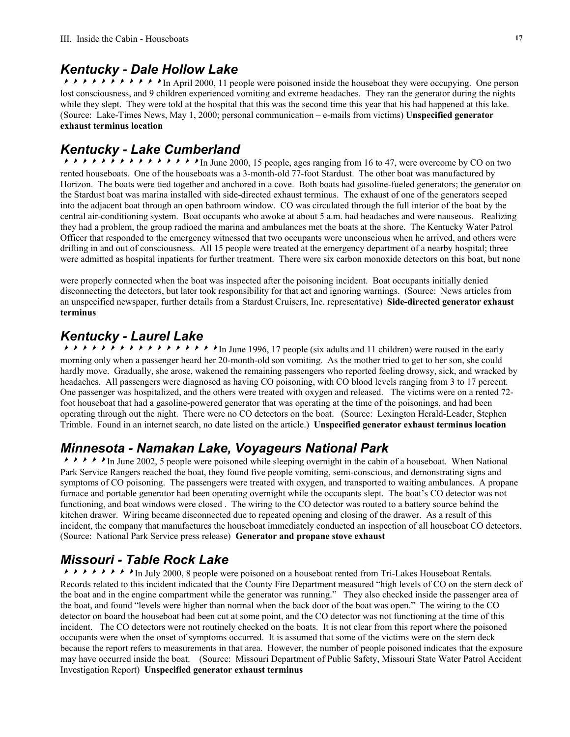## *Kentucky - Dale Hollow Lake*

▸▸▸▸▸▸▸▸▸▸▸In April 2000, 11 people were poisoned inside the houseboat they were occupying. One person lost consciousness, and 9 children experienced vomiting and extreme headaches. They ran the generator during the nights while they slept. They were told at the hospital that this was the second time this year that his had happened at this lake. (Source: Lake-Times News, May 1, 2000; personal communication – e-mails from victims) **Unspecified generator exhaust terminus location**

## *Kentucky - Lake Cumberland*

▸▸▸▸▸▸▸▸▸▸▸▸▸▸▸In June 2000, 15 people, ages ranging from 16 to 47, were overcome by CO on two rented houseboats. One of the houseboats was a 3-month-old 77-foot Stardust. The other boat was manufactured by Horizon. The boats were tied together and anchored in a cove. Both boats had gasoline-fueled generators; the generator on the Stardust boat was marina installed with side-directed exhaust terminus. The exhaust of one of the generators seeped into the adjacent boat through an open bathroom window. CO was circulated through the full interior of the boat by the central air-conditioning system. Boat occupants who awoke at about 5 a.m. had headaches and were nauseous. Realizing they had a problem, the group radioed the marina and ambulances met the boats at the shore. The Kentucky Water Patrol Officer that responded to the emergency witnessed that two occupants were unconscious when he arrived, and others were drifting in and out of consciousness. All 15 people were treated at the emergency department of a nearby hospital; three were admitted as hospital inpatients for further treatment. There were six carbon monoxide detectors on this boat, but none were properly connected when the boat was inspected after the poisoning incident. Boat occupants initially denied disconnecting the detectors, but later took responsibility for that act and ignoring warnings. (Source: News articles from an unspecified newspaper, further details from a Stardust Cruisers, Inc. representative) **Side-directed generator exhaust terminus**

## *Kentucky - Laurel Lake*

▸▸▸▸▸▸▸▸▸▸▸▸▸▸▸▸▸In June 1996, 17 people (six adults and 11 children) were roused in the early morning only when a passenger heard her 20-month-old son vomiting. As the mother tried to get to her son, she could hardly move. Gradually, she arose, wakened the remaining passengers who reported feeling drowsy, sick, and wracked by headaches. All passengers were diagnosed as having CO poisoning, with CO blood levels ranging from 3 to 17 percent. One passenger was hospitalized, and the others were treated with oxygen and released. The victims were on a rented 72-foot houseboat that had a gasoline-powered generator that was operating at the time of the poisonings, and had been operating through out the night. There were no CO detectors on the boat. (Source: Lexington Herald-Leader, Stephen Trimble. Found in an internet search, no date listed on the article.) **Unspecified generator exhaust terminus location**

## *Minnesota - Namakan Lake, Voyageurs National Park*

▸▸▸▸▸In June 2002, 5 people were poisoned while sleeping overnight in the cabin of a houseboat. When National Park Service Rangers reached the boat, they found five people vomiting, semi-conscious, and demonstrating signs and symptoms of CO poisoning. The passengers were treated with oxygen, and transported to waiting ambulances. A propane furnace and portable generator had been operating overnight while the occupants slept. The boat's CO detector was not functioning, and boat windows were closed . The wiring to the CO detector was routed to a battery source behind the kitchen drawer. Wiring became disconnected due to repeated opening and closing of the drawer. As a result of this incident, the company that manufactures the houseboat immediately conducted an inspection of all houseboat CO detectors. (Source: National Park Service press release) **Generator and propane stove exhaust**

## *Missouri - Table Rock Lake*

▸▸▸▸▸▸▸▸In July 2000, 8 people were poisoned on a houseboat rented from Tri-Lakes Houseboat Rentals. Records related to this incident indicated that the County Fire Department measured "high levels of CO on the stern deck of the boat and in the engine compartment while the generator was running." They also checked inside the passenger area of the boat, and found "levels were higher than normal when the back door of the boat was open." The wiring to the CO detector on board the houseboat had been cut at some point, and the CO detector was not functioning at the time of this incident. The CO detectors were not routinely checked on the boats. It is not clear from this report where the poisoned occupants were when the onset of symptoms occurred. It is assumed that some of the victims were on the stern deck because the report refers to measurements in that area. However, the number of people poisoned indicates that the exposure may have occurred inside the boat. (Source: Missouri Department of Public Safety, Missouri State Water Patrol Accident Investigation Report) **Unspecified generator exhaust terminus**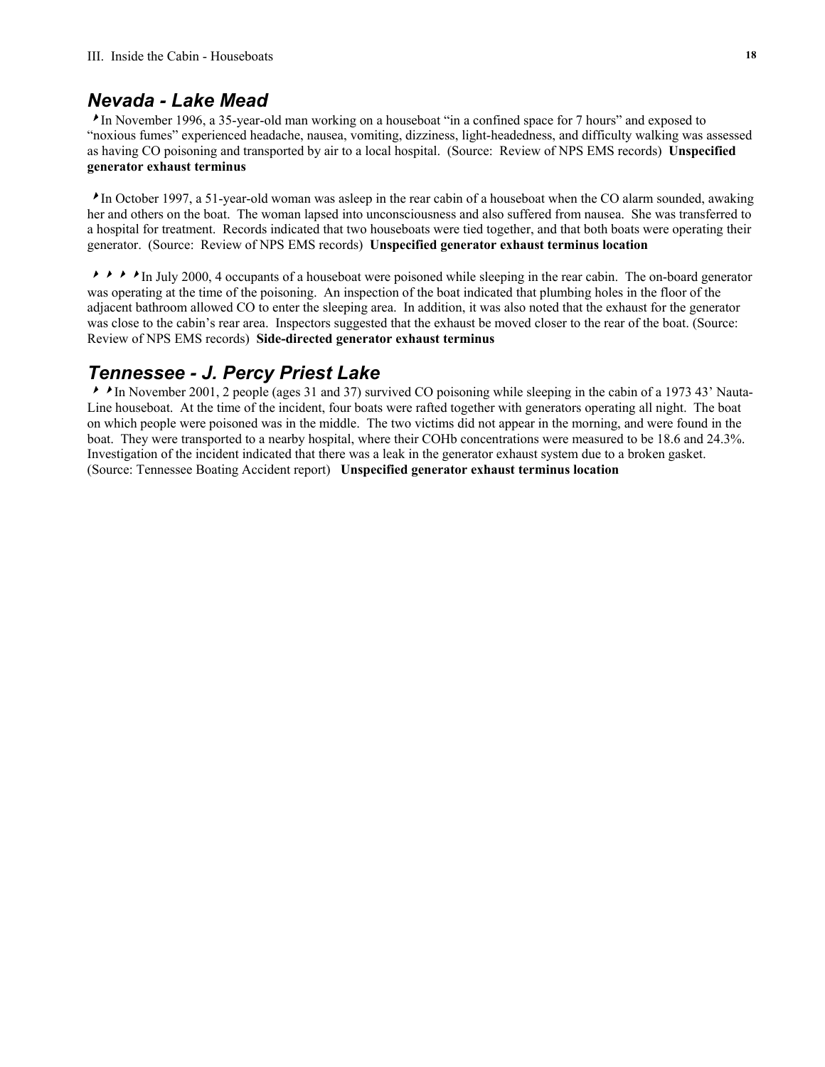## Nevada - Lake Mead

‣In November 1996, a 35-year-old man working on a houseboat "in a confined space for 7 hours" and exposed to "noxious fumes" experienced headache, nausea, vomiting, dizziness, light-headedness, and difficulty walking was assessed as having CO poisoning and transported by air to a local hospital. (Source: Review of NPS EMS records) **Unspecified generator exhaust terminus**

‣In October 1997, a 51-year-old woman was asleep in the rear cabin of a houseboat when the CO alarm sounded, awaking her and others on the boat. The woman lapsed into unconsciousness and also suffered from nausea. She was transferred to a hospital for treatment. Records indicated that two houseboats were tied together, and that both boats were operating their generator. (Source: Review of NPS EMS records) **Unspecified generator exhaust terminus location**

‣‣‣‣In July 2000, 4 occupants of a houseboat were poisoned while sleeping in the rear cabin. The on-board generator was operating at the time of the poisoning. An inspection of the boat indicated that plumbing holes in the floor of the adjacent bathroom allowed CO to enter the sleeping area. In addition, it was also noted that the exhaust for the generator was close to the cabin's rear area. Inspectors suggested that the exhaust be moved closer to the rear of the boat. (Source: Review of NPS EMS records) **Side-directed generator exhaust terminus**

## Tennessee - J. Percy Priest Lake

‣‣In November 2001, 2 people (ages 31 and 37) survived CO poisoning while sleeping in the cabin of a 1973 43' Nauta-Line houseboat. At the time of the incident, four boats were rafted together with generators operating all night. The boat on which people were poisoned was in the middle. The two victims did not appear in the morning, and were found in the boat. They were transported to a nearby hospital, where their COHb concentrations were measured to be 18.6 and 24.3%. Investigation of the incident indicated that there was a leak in the generator exhaust system due to a broken gasket. (Source: Tennessee Boating Accident report) **Unspecified generator exhaust terminus location**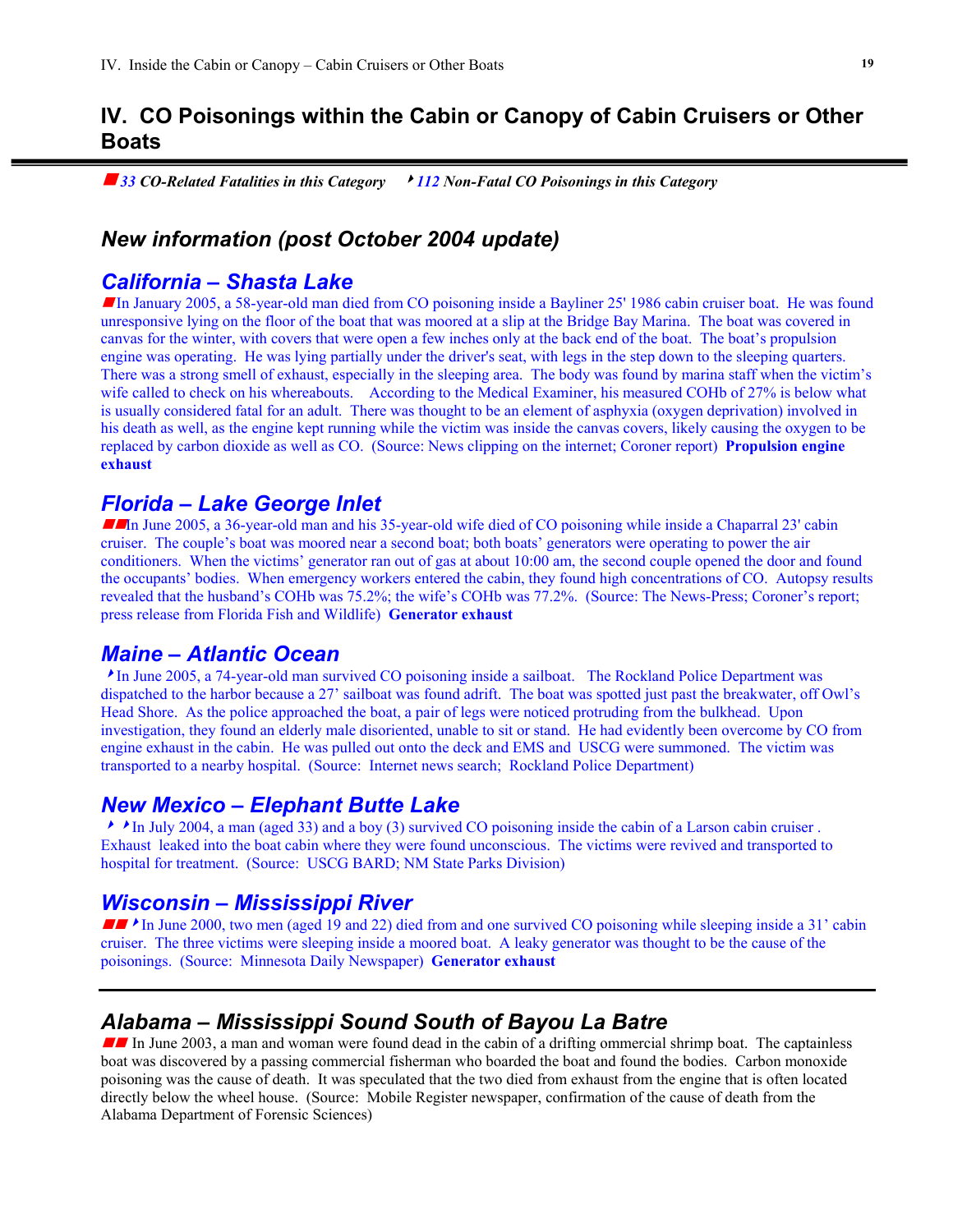# IV. CO Poisonings within the Cabin or Canopy of Cabin Cruisers or Other Boats

***33 CO-Related Fatalities in this Category*** ***112 Non-Fatal CO Poisonings in this Category***

## New information (post October 2004 update)

### California – Shasta Lake

In January 2005, a 58-year-old man died from CO poisoning inside a Bayliner 25' 1986 cabin cruiser boat. He was found unresponsive lying on the floor of the boat that was moored at a slip at the Bridge Bay Marina. The boat was covered in canvas for the winter, with covers that were open a few inches only at the back end of the boat. The boat's propulsion engine was operating. He was lying partially under the driver's seat, with legs in the step down to the sleeping quarters. There was a strong smell of exhaust, especially in the sleeping area. The body was found by marina staff when the victim's wife called to check on his whereabouts. According to the Medical Examiner, his measured COHb of 27% is below what is usually considered fatal for an adult. There was thought to be an element of asphyxia (oxygen deprivation) involved in his death as well, as the engine kept running while the victim was inside the canvas covers, likely causing the oxygen to be replaced by carbon dioxide as well as CO. (Source: News clipping on the internet; Coroner report) **Propulsion engine exhaust**

### Florida – Lake George Inlet

In June 2005, a 36-year-old man and his 35-year-old wife died of CO poisoning while inside a Chaparral 23' cabin cruiser. The couple's boat was moored near a second boat; both boats' generators were operating to power the air conditioners. When the victims' generator ran out of gas at about 10:00 am, the second couple opened the door and found the occupants' bodies. When emergency workers entered the cabin, they found high concentrations of CO. Autopsy results revealed that the husband's COHb was 75.2%; the wife's COHb was 77.2%. (Source: The News-Press; Coroner's report; press release from Florida Fish and Wildlife) **Generator exhaust**

### Maine – Atlantic Ocean

In June 2005, a 74-year-old man survived CO poisoning inside a sailboat. The Rockland Police Department was dispatched to the harbor because a 27' sailboat was found adrift. The boat was spotted just past the breakwater, off Owl's Head Shore. As the police approached the boat, a pair of legs were noticed protruding from the bulkhead. Upon investigation, they found an elderly male disoriented, unable to sit or stand. He had evidently been overcome by CO from engine exhaust in the cabin. He was pulled out onto the deck and EMS and USCG were summoned. The victim was transported to a nearby hospital. (Source: Internet news search; Rockland Police Department)

### New Mexico – Elephant Butte Lake

In July 2004, a man (aged 33) and a boy (3) survived CO poisoning inside the cabin of a Larson cabin cruiser . Exhaust leaked into the boat cabin where they were found unconscious. The victims were revived and transported to hospital for treatment. (Source: USCG BARD; NM State Parks Division)

### Wisconsin – Mississippi River

In June 2000, two men (aged 19 and 22) died from and one survived CO poisoning while sleeping inside a 31' cabin cruiser. The three victims were sleeping inside a moored boat. A leaky generator was thought to be the cause of the poisonings. (Source: Minnesota Daily Newspaper) **Generator exhaust**

---

### Alabama – Mississippi Sound South of Bayou La Batre

In June 2003, a man and woman were found dead in the cabin of a drifting ommercial shrimp boat. The captainless boat was discovered by a passing commercial fisherman who boarded the boat and found the bodies. Carbon monoxide poisoning was the cause of death. It was speculated that the two died from exhaust from the engine that is often located directly below the wheel house. (Source: Mobile Register newspaper, confirmation of the cause of death from the Alabama Department of Forensic Sciences)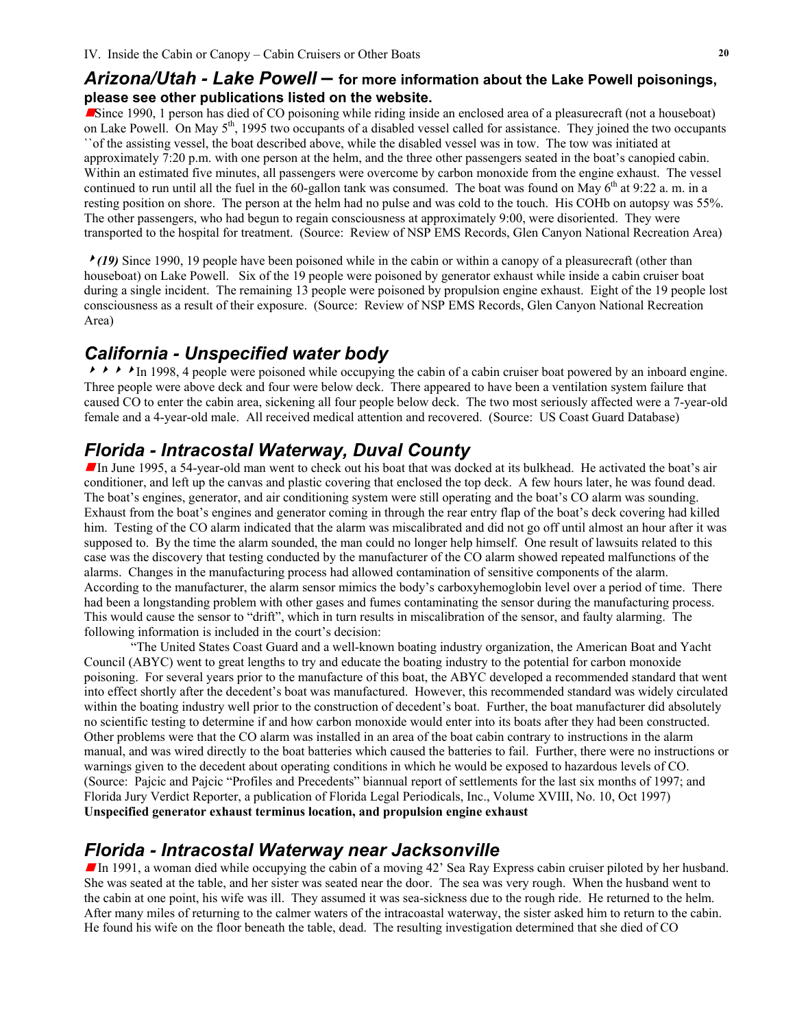## *Arizona/Utah - Lake Powell –* for more information about the Lake Powell poisonings, please see other publications listed on the website.

■Since 1990, 1 person has died of CO poisoning while riding inside an enclosed area of a pleasurecraft (not a houseboat) on Lake Powell. On May 5th, 1995 two occupants of a disabled vessel called for assistance. They joined the two occupants ``of the assisting vessel, the boat described above, while the disabled vessel was in tow. The tow was initiated at approximately 7:20 p.m. with one person at the helm, and the three other passengers seated in the boat's canopied cabin. Within an estimated five minutes, all passengers were overcome by carbon monoxide from the engine exhaust. The vessel continued to run until all the fuel in the 60-gallon tank was consumed. The boat was found on May 6th at 9:22 a. m. in a resting position on shore. The person at the helm had no pulse and was cold to the touch. His COHb on autopsy was 55%. The other passengers, who had begun to regain consciousness at approximately 9:00, were disoriented. They were transported to the hospital for treatment. (Source: Review of NSP EMS Records, Glen Canyon National Recreation Area)

‣***(19)*** Since 1990, 19 people have been poisoned while in the cabin or within a canopy of a pleasurecraft (other than houseboat) on Lake Powell. Six of the 19 people were poisoned by generator exhaust while inside a cabin cruiser boat during a single incident. The remaining 13 people were poisoned by propulsion engine exhaust. Eight of the 19 people lost consciousness as a result of their exposure. (Source: Review of NSP EMS Records, Glen Canyon National Recreation Area)

## *California - Unspecified water body*

‣‣‣‣In 1998, 4 people were poisoned while occupying the cabin of a cabin cruiser boat powered by an inboard engine. Three people were above deck and four were below deck. There appeared to have been a ventilation system failure that caused CO to enter the cabin area, sickening all four people below deck. The two most seriously affected were a 7-year-old female and a 4-year-old male. All received medical attention and recovered. (Source: US Coast Guard Database)

## *Florida - Intracostal Waterway, Duval County*

■In June 1995, a 54-year-old man went to check out his boat that was docked at its bulkhead. He activated the boat's air conditioner, and left up the canvas and plastic covering that enclosed the top deck. A few hours later, he was found dead. The boat's engines, generator, and air conditioning system were still operating and the boat's CO alarm was sounding. Exhaust from the boat's engines and generator coming in through the rear entry flap of the boat's deck covering had killed him. Testing of the CO alarm indicated that the alarm was miscalibrated and did not go off until almost an hour after it was supposed to. By the time the alarm sounded, the man could no longer help himself. One result of lawsuits related to this case was the discovery that testing conducted by the manufacturer of the CO alarm showed repeated malfunctions of the alarms. Changes in the manufacturing process had allowed contamination of sensitive components of the alarm. According to the manufacturer, the alarm sensor mimics the body's carboxyhemoglobin level over a period of time. There had been a longstanding problem with other gases and fumes contaminating the sensor during the manufacturing process. This would cause the sensor to "drift", which in turn results in miscalibration of the sensor, and faulty alarming. The following information is included in the court's decision:

"The United States Coast Guard and a well-known boating industry organization, the American Boat and Yacht Council (ABYC) went to great lengths to try and educate the boating industry to the potential for carbon monoxide poisoning. For several years prior to the manufacture of this boat, the ABYC developed a recommended standard that went into effect shortly after the decedent's boat was manufactured. However, this recommended standard was widely circulated within the boating industry well prior to the construction of decedent's boat. Further, the boat manufacturer did absolutely no scientific testing to determine if and how carbon monoxide would enter into its boats after they had been constructed. Other problems were that the CO alarm was installed in an area of the boat cabin contrary to instructions in the alarm manual, and was wired directly to the boat batteries which caused the batteries to fail. Further, there were no instructions or warnings given to the decedent about operating conditions in which he would be exposed to hazardous levels of CO. (Source: Pajcic and Pajcic "Profiles and Precedents" biannual report of settlements for the last six months of 1997; and Florida Jury Verdict Reporter, a publication of Florida Legal Periodicals, Inc., Volume XVIII, No. 10, Oct 1997)

**Unspecified generator exhaust terminus location, and propulsion engine exhaust**

## *Florida - Intracostal Waterway near Jacksonville*

■In 1991, a woman died while occupying the cabin of a moving 42' Sea Ray Express cabin cruiser piloted by her husband. She was seated at the table, and her sister was seated near the door. The sea was very rough. When the husband went to the cabin at one point, his wife was ill. They assumed it was sea-sickness due to the rough ride. He returned to the helm. After many miles of returning to the calmer waters of the intracoastal waterway, the sister asked him to return to the cabin. He found his wife on the floor beneath the table, dead. The resulting investigation determined that she died of CO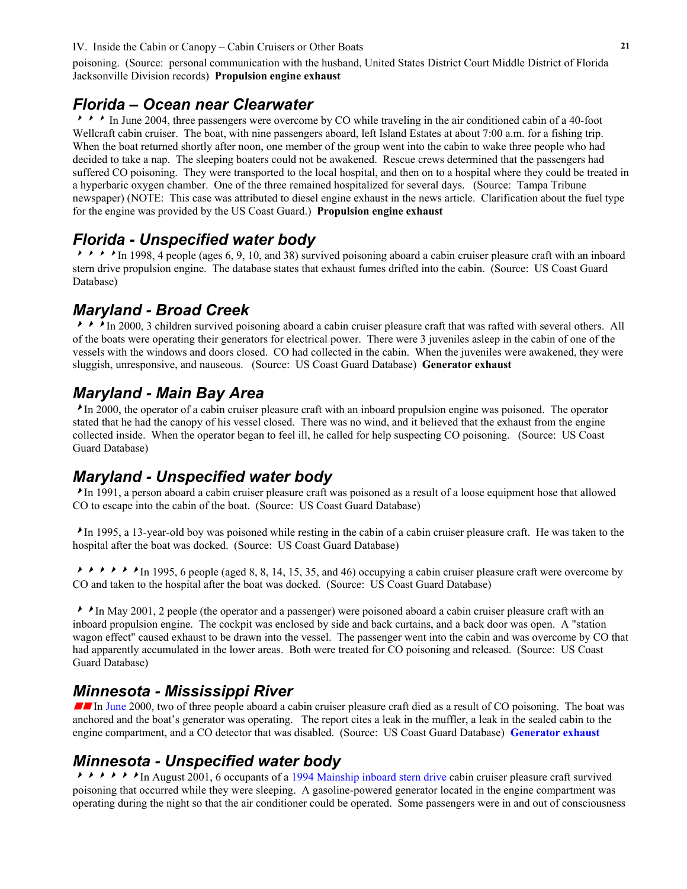poisoning. (Source: personal communication with the husband, United States District Court Middle District of Florida Jacksonville Division records) **Propulsion engine exhaust**

## Florida – Ocean near Clearwater

‣ ‣ ‣ In June 2004, three passengers were overcome by CO while traveling in the air conditioned cabin of a 40-foot Wellcraft cabin cruiser. The boat, with nine passengers aboard, left Island Estates at about 7:00 a.m. for a fishing trip. When the boat returned shortly after noon, one member of the group went into the cabin to wake three people who had decided to take a nap. The sleeping boaters could not be awakened. Rescue crews determined that the passengers had suffered CO poisoning. They were transported to the local hospital, and then on to a hospital where they could be treated in a hyperbaric oxygen chamber. One of the three remained hospitalized for several days. (Source: Tampa Tribune newspaper) (NOTE: This case was attributed to diesel engine exhaust in the news article. Clarification about the fuel type for the engine was provided by the US Coast Guard.) **Propulsion engine exhaust**

## Florida - Unspecified water body

‣ ‣ ‣ ‣ In 1998, 4 people (ages 6, 9, 10, and 38) survived poisoning aboard a cabin cruiser pleasure craft with an inboard stern drive propulsion engine. The database states that exhaust fumes drifted into the cabin. (Source: US Coast Guard Database)

## Maryland - Broad Creek

‣ ‣ ‣ In 2000, 3 children survived poisoning aboard a cabin cruiser pleasure craft that was rafted with several others. All of the boats were operating their generators for electrical power. There were 3 juveniles asleep in the cabin of one of the vessels with the windows and doors closed. CO had collected in the cabin. When the juveniles were awakened, they were sluggish, unresponsive, and nauseous. (Source: US Coast Guard Database) **Generator exhaust**

## Maryland - Main Bay Area

‣ In 2000, the operator of a cabin cruiser pleasure craft with an inboard propulsion engine was poisoned. The operator stated that he had the canopy of his vessel closed. There was no wind, and it believed that the exhaust from the engine collected inside. When the operator began to feel ill, he called for help suspecting CO poisoning. (Source: US Coast Guard Database)

## Maryland - Unspecified water body

‣ In 1991, a person aboard a cabin cruiser pleasure craft was poisoned as a result of a loose equipment hose that allowed CO to escape into the cabin of the boat. (Source: US Coast Guard Database)

‣ In 1995, a 13-year-old boy was poisoned while resting in the cabin of a cabin cruiser pleasure craft. He was taken to the hospital after the boat was docked. (Source: US Coast Guard Database)

‣ ‣ ‣ ‣ ‣ ‣ In 1995, 6 people (aged 8, 8, 14, 15, 35, and 46) occupying a cabin cruiser pleasure craft were overcome by CO and taken to the hospital after the boat was docked. (Source: US Coast Guard Database)

‣ ‣ In May 2001, 2 people (the operator and a passenger) were poisoned aboard a cabin cruiser pleasure craft with an inboard propulsion engine. The cockpit was enclosed by side and back curtains, and a back door was open. A "station wagon effect" caused exhaust to be drawn into the vessel. The passenger went into the cabin and was overcome by CO that had apparently accumulated in the lower areas. Both were treated for CO poisoning and released. (Source: US Coast Guard Database)

## Minnesota - Mississippi River

■■ In June 2000, two of three people aboard a cabin cruiser pleasure craft died as a result of CO poisoning. The boat was anchored and the boat's generator was operating. The report cites a leak in the muffler, a leak in the sealed cabin to the engine compartment, and a CO detector that was disabled. (Source: US Coast Guard Database) **Generator exhaust**

## Minnesota - Unspecified water body

‣ ‣ ‣ ‣ ‣ ‣ In August 2001, 6 occupants of a 1994 Mainship inboard stern drive cabin cruiser pleasure craft survived poisoning that occurred while they were sleeping. A gasoline-powered generator located in the engine compartment was operating during the night so that the air conditioner could be operated. Some passengers were in and out of consciousness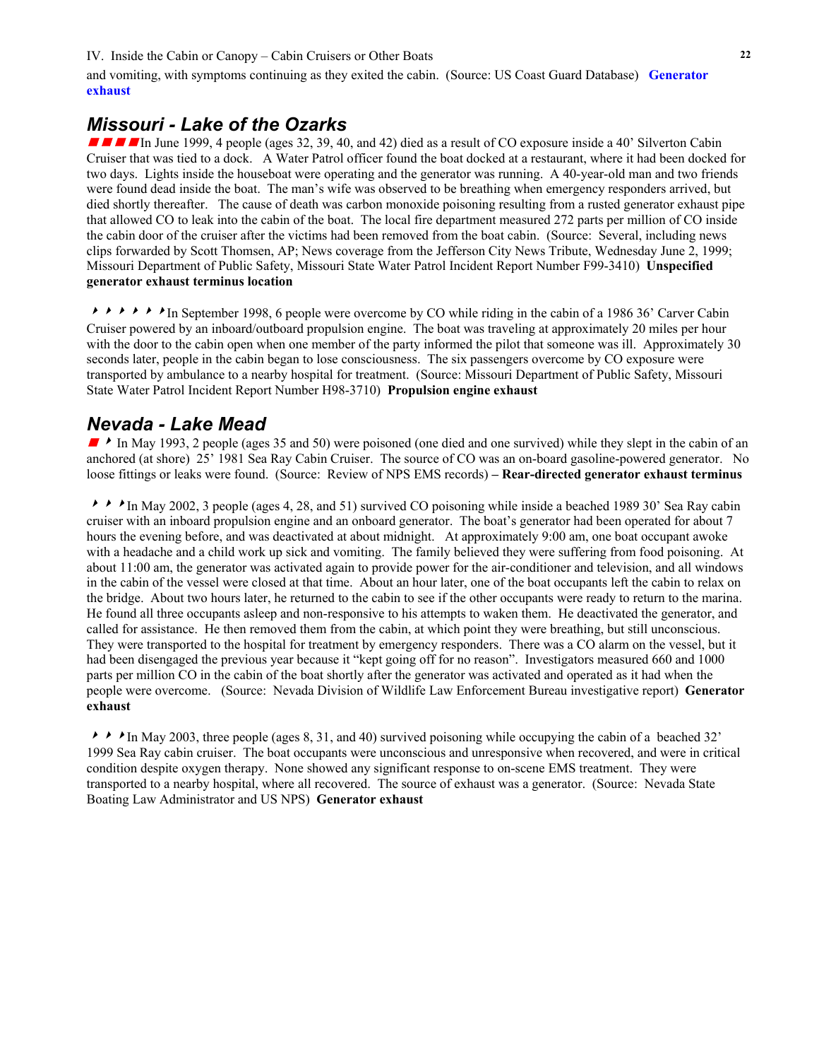and vomiting, with symptoms continuing as they exited the cabin. (Source: US Coast Guard Database) **Generator exhaust**

## *Missouri - Lake of the Ozarks*

■ ■ ■ ■ In June 1999, 4 people (ages 32, 39, 40, and 42) died as a result of CO exposure inside a 40' Silverton Cabin Cruiser that was tied to a dock. A Water Patrol officer found the boat docked at a restaurant, where it had been docked for two days. Lights inside the houseboat were operating and the generator was running. A 40-year-old man and two friends were found dead inside the boat. The man's wife was observed to be breathing when emergency responders arrived, but died shortly thereafter. The cause of death was carbon monoxide poisoning resulting from a rusted generator exhaust pipe that allowed CO to leak into the cabin of the boat. The local fire department measured 272 parts per million of CO inside the cabin door of the cruiser after the victims had been removed from the boat cabin. (Source: Several, including news clips forwarded by Scott Thomsen, AP; News coverage from the Jefferson City News Tribute, Wednesday June 2, 1999; Missouri Department of Public Safety, Missouri State Water Patrol Incident Report Number F99-3410) **Unspecified generator exhaust terminus location**

‣ ‣ ‣ ‣ ‣ ‣ In September 1998, 6 people were overcome by CO while riding in the cabin of a 1986 36' Carver Cabin Cruiser powered by an inboard/outboard propulsion engine. The boat was traveling at approximately 20 miles per hour with the door to the cabin open when one member of the party informed the pilot that someone was ill. Approximately 30 seconds later, people in the cabin began to lose consciousness. The six passengers overcome by CO exposure were transported by ambulance to a nearby hospital for treatment. (Source: Missouri Department of Public Safety, Missouri State Water Patrol Incident Report Number H98-3710) **Propulsion engine exhaust**

## *Nevada - Lake Mead*

■ ‣ In May 1993, 2 people (ages 35 and 50) were poisoned (one died and one survived) while they slept in the cabin of an anchored (at shore) 25' 1981 Sea Ray Cabin Cruiser. The source of CO was an on-board gasoline-powered generator. No loose fittings or leaks were found. (Source: Review of NPS EMS records) **– Rear-directed generator exhaust terminus**

‣ ‣ ‣ In May 2002, 3 people (ages 4, 28, and 51) survived CO poisoning while inside a beached 1989 30' Sea Ray cabin cruiser with an inboard propulsion engine and an onboard generator. The boat's generator had been operated for about 7 hours the evening before, and was deactivated at about midnight. At approximately 9:00 am, one boat occupant awoke with a headache and a child work up sick and vomiting. The family believed they were suffering from food poisoning. At about 11:00 am, the generator was activated again to provide power for the air-conditioner and television, and all windows in the cabin of the vessel were closed at that time. About an hour later, one of the boat occupants left the cabin to relax on the bridge. About two hours later, he returned to the cabin to see if the other occupants were ready to return to the marina. He found all three occupants asleep and non-responsive to his attempts to waken them. He deactivated the generator, and called for assistance. He then removed them from the cabin, at which point they were breathing, but still unconscious. They were transported to the hospital for treatment by emergency responders. There was a CO alarm on the vessel, but it had been disengaged the previous year because it "kept going off for no reason". Investigators measured 660 and 1000 parts per million CO in the cabin of the boat shortly after the generator was activated and operated as it had when the people were overcome. (Source: Nevada Division of Wildlife Law Enforcement Bureau investigative report) **Generator exhaust**

‣ ‣ ‣ In May 2003, three people (ages 8, 31, and 40) survived poisoning while occupying the cabin of a beached 32' 1999 Sea Ray cabin cruiser. The boat occupants were unconscious and unresponsive when recovered, and were in critical condition despite oxygen therapy. None showed any significant response to on-scene EMS treatment. They were transported to a nearby hospital, where all recovered. The source of exhaust was a generator. (Source: Nevada State Boating Law Administrator and US NPS) **Generator exhaust**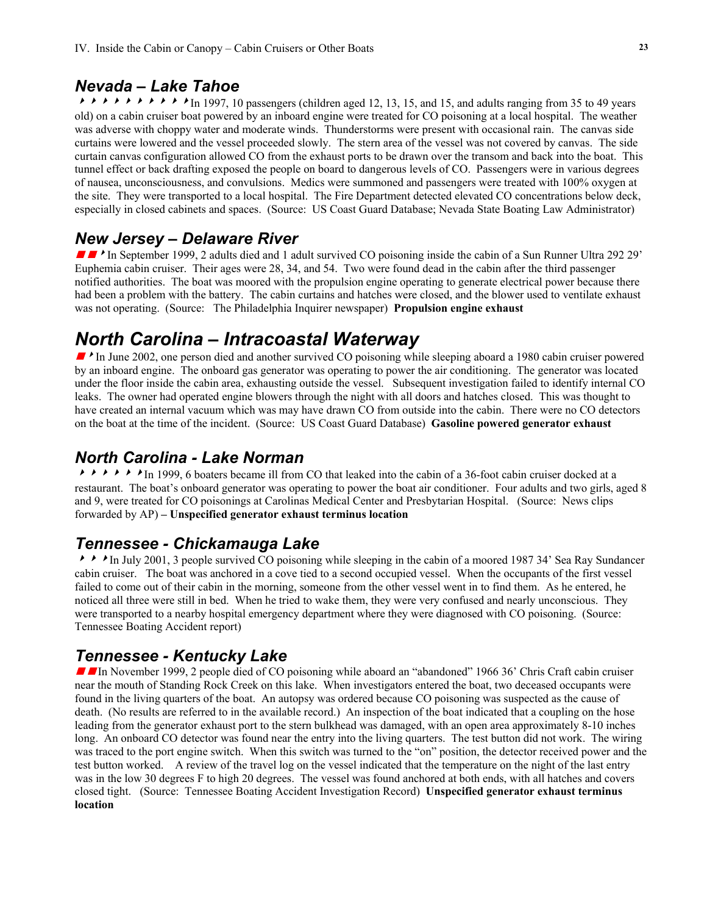## Nevada – Lake Tahoe

In 1997, 10 passengers (children aged 12, 13, 15, and 15, and adults ranging from 35 to 49 years old) on a cabin cruiser boat powered by an inboard engine were treated for CO poisoning at a local hospital. The weather was adverse with choppy water and moderate winds. Thunderstorms were present with occasional rain. The canvas side curtains were lowered and the vessel proceeded slowly. The stern area of the vessel was not covered by canvas. The side curtain canvas configuration allowed CO from the exhaust ports to be drawn over the transom and back into the boat. This tunnel effect or back drafting exposed the people on board to dangerous levels of CO. Passengers were in various degrees of nausea, unconsciousness, and convulsions. Medics were summoned and passengers were treated with 100% oxygen at the site. They were transported to a local hospital. The Fire Department detected elevated CO concentrations below deck, especially in closed cabinets and spaces. (Source: US Coast Guard Database; Nevada State Boating Law Administrator)

## New Jersey – Delaware River

In September 1999, 2 adults died and 1 adult survived CO poisoning inside the cabin of a Sun Runner Ultra 292 29' Euphemia cabin cruiser. Their ages were 28, 34, and 54. Two were found dead in the cabin after the third passenger notified authorities. The boat was moored with the propulsion engine operating to generate electrical power because there had been a problem with the battery. The cabin curtains and hatches were closed, and the blower used to ventilate exhaust was not operating. (Source: The Philadelphia Inquirer newspaper) **Propulsion engine exhaust**

## North Carolina – Intracoastal Waterway

In June 2002, one person died and another survived CO poisoning while sleeping aboard a 1980 cabin cruiser powered by an inboard engine. The onboard gas generator was operating to power the air conditioning. The generator was located under the floor inside the cabin area, exhausting outside the vessel. Subsequent investigation failed to identify internal CO leaks. The owner had operated engine blowers through the night with all doors and hatches closed. This was thought to have created an internal vacuum which was may have drawn CO from outside into the cabin. There were no CO detectors on the boat at the time of the incident. (Source: US Coast Guard Database) **Gasoline powered generator exhaust**

## North Carolina - Lake Norman

In 1999, 6 boaters became ill from CO that leaked into the cabin of a 36-foot cabin cruiser docked at a restaurant. The boat's onboard generator was operating to power the boat air conditioner. Four adults and two girls, aged 8 and 9, were treated for CO poisonings at Carolinas Medical Center and Presbyterian Hospital. (Source: News clips forwarded by AP) **– Unspecified generator exhaust terminus location**

## Tennessee - Chickamauga Lake

In July 2001, 3 people survived CO poisoning while sleeping in the cabin of a moored 1987 34' Sea Ray Sundancer cabin cruiser. The boat was anchored in a cove tied to a second occupied vessel. When the occupants of the first vessel failed to come out of their cabin in the morning, someone from the other vessel went in to find them. As he entered, he noticed all three were still in bed. When he tried to wake them, they were very confused and nearly unconscious. They were transported to a nearby hospital emergency department where they were diagnosed with CO poisoning. (Source: Tennessee Boating Accident report)

## Tennessee - Kentucky Lake

In November 1999, 2 people died of CO poisoning while aboard an "abandoned" 1966 36' Chris Craft cabin cruiser near the mouth of Standing Rock Creek on this lake. When investigators entered the boat, two deceased occupants were found in the living quarters of the boat. An autopsy was ordered because CO poisoning was suspected as the cause of death. (No results are referred to in the available record.) An inspection of the boat indicated that a coupling on the hose leading from the generator exhaust port to the stern bulkhead was damaged, with an open area approximately 8-10 inches long. An onboard CO detector was found near the entry into the living quarters. The test button did not work. The wiring was traced to the port engine switch. When this switch was turned to the "on" position, the detector received power and the test button worked. A review of the travel log on the vessel indicated that the temperature on the night of the last entry was in the low 30 degrees F to high 20 degrees. The vessel was found anchored at both ends, with all hatches and covers closed tight. (Source: Tennessee Boating Accident Investigation Record) **Unspecified generator exhaust terminus location**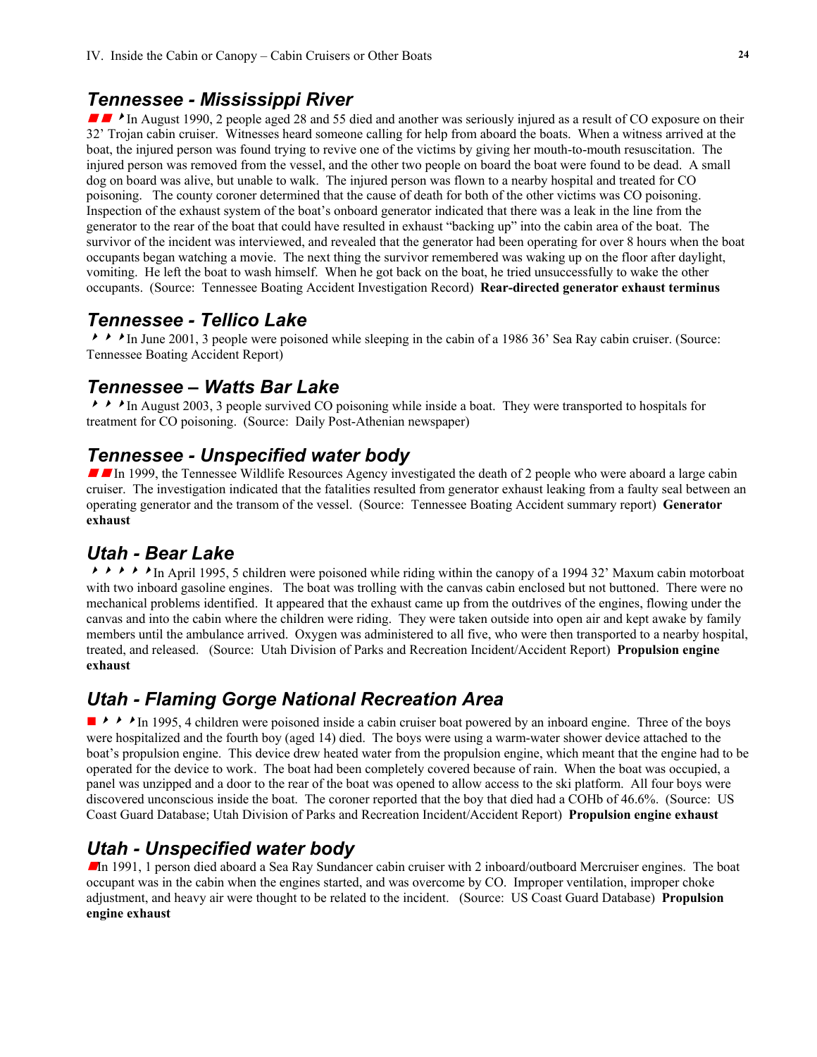## Tennessee - Mississippi River

In August 1990, 2 people aged 28 and 55 died and another was seriously injured as a result of CO exposure on their 32' Trojan cabin cruiser. Witnesses heard someone calling for help from aboard the boats. When a witness arrived at the boat, the injured person was found trying to revive one of the victims by giving her mouth-to-mouth resuscitation. The injured person was removed from the vessel, and the other two people on board the boat were found to be dead. A small dog on board was alive, but unable to walk. The injured person was flown to a nearby hospital and treated for CO poisoning. The county coroner determined that the cause of death for both of the other victims was CO poisoning. Inspection of the exhaust system of the boat's onboard generator indicated that there was a leak in the line from the generator to the rear of the boat that could have resulted in exhaust "backing up" into the cabin area of the boat. The survivor of the incident was interviewed, and revealed that the generator had been operating for over 8 hours when the boat occupants began watching a movie. The next thing the survivor remembered was waking up on the floor after daylight, vomiting. He left the boat to wash himself. When he got back on the boat, he tried unsuccessfully to wake the other occupants. (Source: Tennessee Boating Accident Investigation Record) **Rear-directed generator exhaust terminus**

## Tennessee - Tellico Lake

In June 2001, 3 people were poisoned while sleeping in the cabin of a 1986 36' Sea Ray cabin cruiser. (Source: Tennessee Boating Accident Report)

## Tennessee – Watts Bar Lake

In August 2003, 3 people survived CO poisoning while inside a boat. They were transported to hospitals for treatment for CO poisoning. (Source: Daily Post-Athenian newspaper)

## Tennessee - Unspecified water body

In 1999, the Tennessee Wildlife Resources Agency investigated the death of 2 people who were aboard a large cabin cruiser. The investigation indicated that the fatalities resulted from generator exhaust leaking from a faulty seal between an operating generator and the transom of the vessel. (Source: Tennessee Boating Accident summary report) **Generator exhaust**

## Utah - Bear Lake

In April 1995, 5 children were poisoned while riding within the canopy of a 1994 32' Maxum cabin motorboat with two inboard gasoline engines. The boat was trolling with the canvas cabin enclosed but not buttoned. There were no mechanical problems identified. It appeared that the exhaust came up from the outdrives of the engines, flowing under the canvas and into the cabin where the children were riding. They were taken outside into open air and kept awake by family members until the ambulance arrived. Oxygen was administered to all five, who were then transported to a nearby hospital, treated, and released. (Source: Utah Division of Parks and Recreation Incident/Accident Report) **Propulsion engine exhaust**

## Utah - Flaming Gorge National Recreation Area

In 1995, 4 children were poisoned inside a cabin cruiser boat powered by an inboard engine. Three of the boys were hospitalized and the fourth boy (aged 14) died. The boys were using a warm-water shower device attached to the boat's propulsion engine. This device drew heated water from the propulsion engine, which meant that the engine had to be operated for the device to work. The boat had been completely covered because of rain. When the boat was occupied, a panel was unzipped and a door to the rear of the boat was opened to allow access to the ski platform. All four boys were discovered unconscious inside the boat. The coroner reported that the boy that died had a COHb of 46.6%. (Source: US Coast Guard Database; Utah Division of Parks and Recreation Incident/Accident Report) **Propulsion engine exhaust**

## Utah - Unspecified water body

In 1991, 1 person died aboard a Sea Ray Sundancer cabin cruiser with 2 inboard/outboard Mercruiser engines. The boat occupant was in the cabin when the engines started, and was overcome by CO. Improper ventilation, improper choke adjustment, and heavy air were thought to be related to the incident. (Source: US Coast Guard Database) **Propulsion engine exhaust**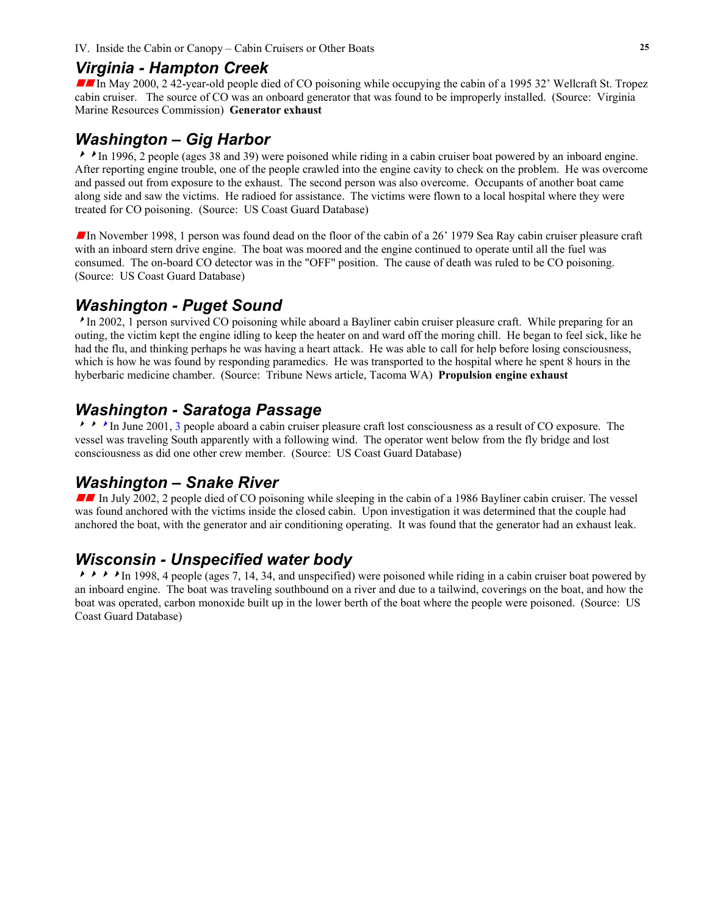## Virginia - Hampton Creek

In May 2000, 2 42-year-old people died of CO poisoning while occupying the cabin of a 1995 32' Wellcraft St. Tropez cabin cruiser. The source of CO was an onboard generator that was found to be improperly installed. (Source: Virginia Marine Resources Commission) **Generator exhaust**

## Washington – Gig Harbor

In 1996, 2 people (ages 38 and 39) were poisoned while riding in a cabin cruiser boat powered by an inboard engine. After reporting engine trouble, one of the people crawled into the engine cavity to check on the problem. He was overcome and passed out from exposure to the exhaust. The second person was also overcome. Occupants of another boat came along side and saw the victims. He radioed for assistance. The victims were flown to a local hospital where they were treated for CO poisoning. (Source: US Coast Guard Database)

In November 1998, 1 person was found dead on the floor of the cabin of a 26' 1979 Sea Ray cabin cruiser pleasure craft with an inboard stern drive engine. The boat was moored and the engine continued to operate until all the fuel was consumed. The on-board CO detector was in the "OFF" position. The cause of death was ruled to be CO poisoning. (Source: US Coast Guard Database)

## Washington - Puget Sound

In 2002, 1 person survived CO poisoning while aboard a Bayliner cabin cruiser pleasure craft. While preparing for an outing, the victim kept the engine idling to keep the heater on and ward off the moring chill. He began to feel sick, like he had the flu, and thinking perhaps he was having a heart attack. He was able to call for help before losing consciousness, which is how he was found by responding paramedics. He was transported to the hospital where he spent 8 hours in the hyberbaric medicine chamber. (Source: Tribune News article, Tacoma WA) **Propulsion engine exhaust**

## Washington - Saratoga Passage

In June 2001, 3 people aboard a cabin cruiser pleasure craft lost consciousness as a result of CO exposure. The vessel was traveling South apparently with a following wind. The operator went below from the fly bridge and lost consciousness as did one other crew member. (Source: US Coast Guard Database)

## Washington – Snake River

In July 2002, 2 people died of CO poisoning while sleeping in the cabin of a 1986 Bayliner cabin cruiser. The vessel was found anchored with the victims inside the closed cabin. Upon investigation it was determined that the couple had anchored the boat, with the generator and air conditioning operating. It was found that the generator had an exhaust leak.

## Wisconsin - Unspecified water body

In 1998, 4 people (ages 7, 14, 34, and unspecified) were poisoned while riding in a cabin cruiser boat powered by an inboard engine. The boat was traveling southbound on a river and due to a tailwind, coverings on the boat, and how the boat was operated, carbon monoxide built up in the lower berth of the boat where the people were poisoned. (Source: US Coast Guard Database)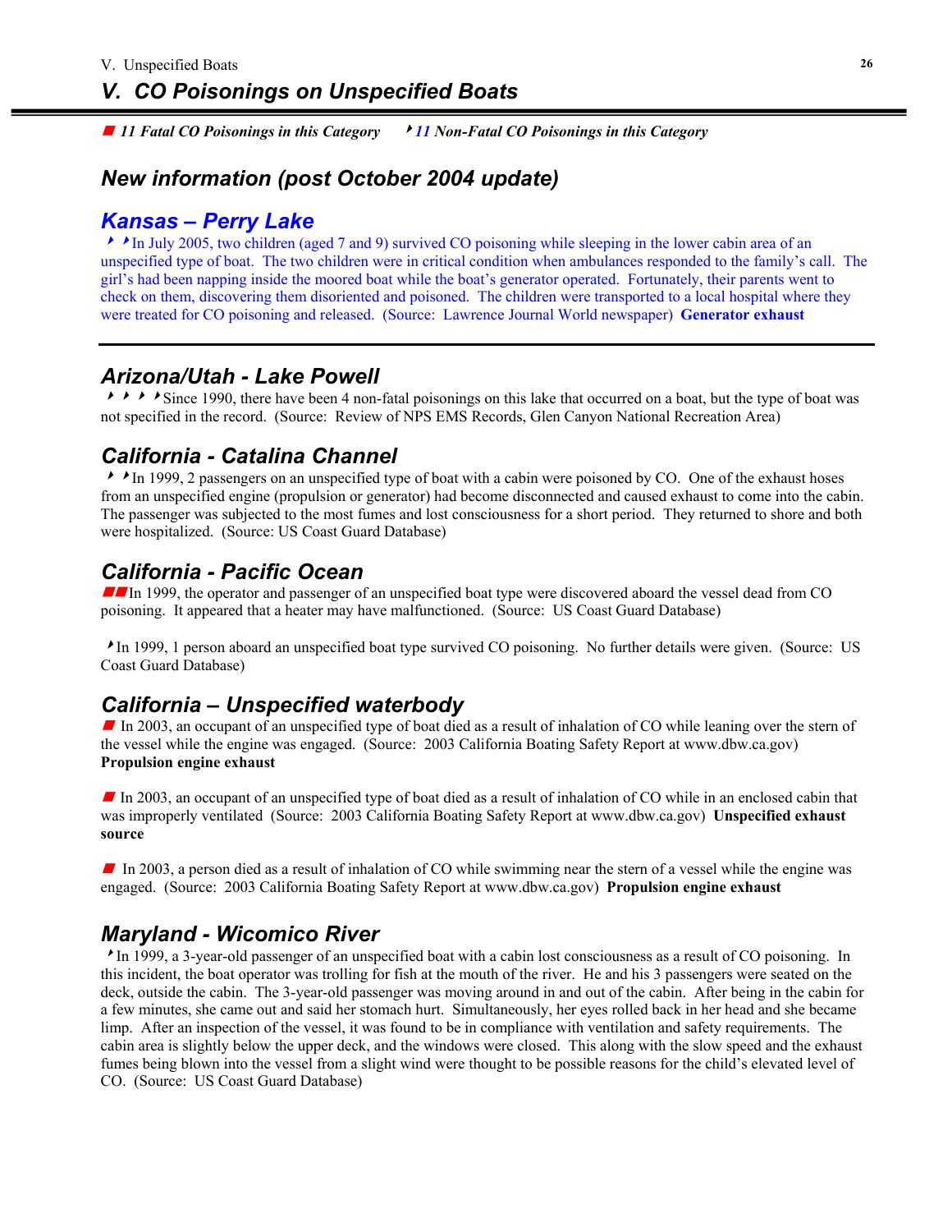# V. CO Poisonings on Unspecified Boats

■ *11 Fatal CO Poisonings in this Category* ‣ *11 Non-Fatal CO Poisonings in this Category*

## New information (post October 2004 update)

### Kansas – Perry Lake

‣‣In July 2005, two children (aged 7 and 9) survived CO poisoning while sleeping in the lower cabin area of an unspecified type of boat. The two children were in critical condition when ambulances responded to the family's call. The girl's had been napping inside the moored boat while the boat's generator operated. Fortunately, their parents went to check on them, discovering them disoriented and poisoned. The children were transported to a local hospital where they were treated for CO poisoning and released. (Source: Lawrence Journal World newspaper) **Generator exhaust**

---

### Arizona/Utah - Lake Powell

‣‣‣‣Since 1990, there have been 4 non-fatal poisonings on this lake that occurred on a boat, but the type of boat was not specified in the record. (Source: Review of NPS EMS Records, Glen Canyon National Recreation Area)

### California - Catalina Channel

‣‣In 1999, 2 passengers on an unspecified type of boat with a cabin were poisoned by CO. One of the exhaust hoses from an unspecified engine (propulsion or generator) had become disconnected and caused exhaust to come into the cabin. The passenger was subjected to the most fumes and lost consciousness for a short period. They returned to shore and both were hospitalized. (Source: US Coast Guard Database)

### California - Pacific Ocean

■■In 1999, the operator and passenger of an unspecified boat type were discovered aboard the vessel dead from CO poisoning. It appeared that a heater may have malfunctioned. (Source: US Coast Guard Database)

‣In 1999, 1 person aboard an unspecified boat type survived CO poisoning. No further details were given. (Source: US Coast Guard Database)

### California – Unspecified waterbody

■ In 2003, an occupant of an unspecified type of boat died as a result of inhalation of CO while leaning over the stern of the vessel while the engine was engaged. (Source: 2003 California Boating Safety Report at www.dbw.ca.gov) **Propulsion engine exhaust**

■ In 2003, an occupant of an unspecified type of boat died as a result of inhalation of CO while in an enclosed cabin that was improperly ventilated (Source: 2003 California Boating Safety Report at www.dbw.ca.gov) **Unspecified exhaust source**

■ In 2003, a person died as a result of inhalation of CO while swimming near the stern of a vessel while the engine was engaged. (Source: 2003 California Boating Safety Report at www.dbw.ca.gov) **Propulsion engine exhaust**

### Maryland - Wicomico River

‣In 1999, a 3-year-old passenger of an unspecified boat with a cabin lost consciousness as a result of CO poisoning. In this incident, the boat operator was trolling for fish at the mouth of the river. He and his 3 passengers were seated on the deck, outside the cabin. The 3-year-old passenger was moving around in and out of the cabin. After being in the cabin for a few minutes, she came out and said her stomach hurt. Simultaneously, her eyes rolled back in her head and she became limp. After an inspection of the vessel, it was found to be in compliance with ventilation and safety requirements. The cabin area is slightly below the upper deck, and the windows were closed. This along with the slow speed and the exhaust fumes being blown into the vessel from a slight wind were thought to be possible reasons for the child's elevated level of CO. (Source: US Coast Guard Database)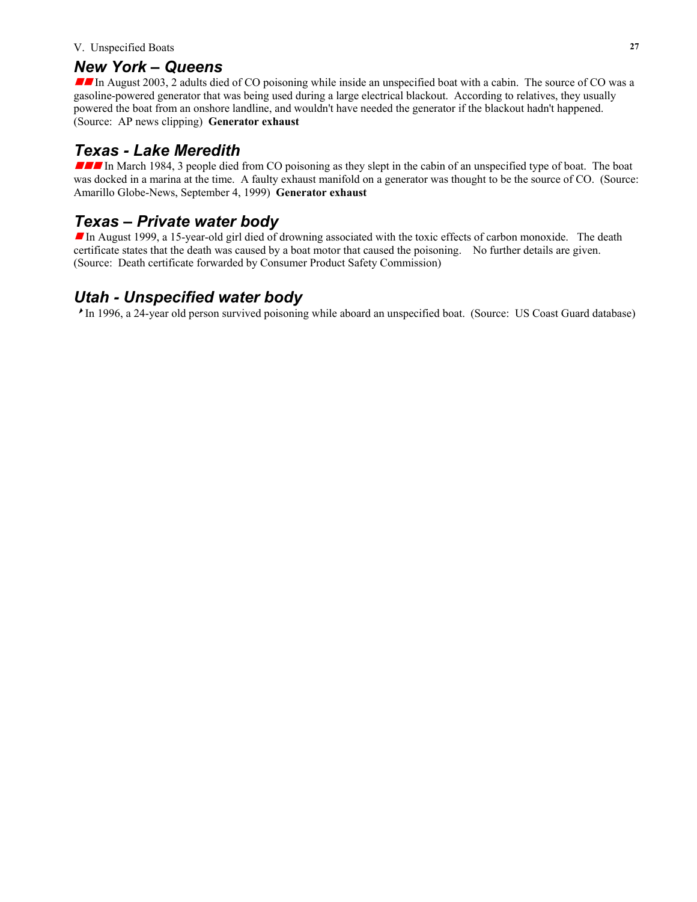V. Unspecified Boats

## *New York – Queens*

■■ In August 2003, 2 adults died of CO poisoning while inside an unspecified boat with a cabin. The source of CO was a gasoline-powered generator that was being used during a large electrical blackout. According to relatives, they usually powered the boat from an onshore landline, and wouldn't have needed the generator if the blackout hadn't happened. (Source: AP news clipping) **Generator exhaust**

## *Texas - Lake Meredith*

■■■ In March 1984, 3 people died from CO poisoning as they slept in the cabin of an unspecified type of boat. The boat was docked in a marina at the time. A faulty exhaust manifold on a generator was thought to be the source of CO. (Source: Amarillo Globe-News, September 4, 1999) **Generator exhaust**

## *Texas – Private water body*

■ In August 1999, a 15-year-old girl died of drowning associated with the toxic effects of carbon monoxide. The death certificate states that the death was caused by a boat motor that caused the poisoning. No further details are given. (Source: Death certificate forwarded by Consumer Product Safety Commission)

## *Utah - Unspecified water body*

‣ In 1996, a 24-year old person survived poisoning while aboard an unspecified boat. (Source: US Coast Guard database)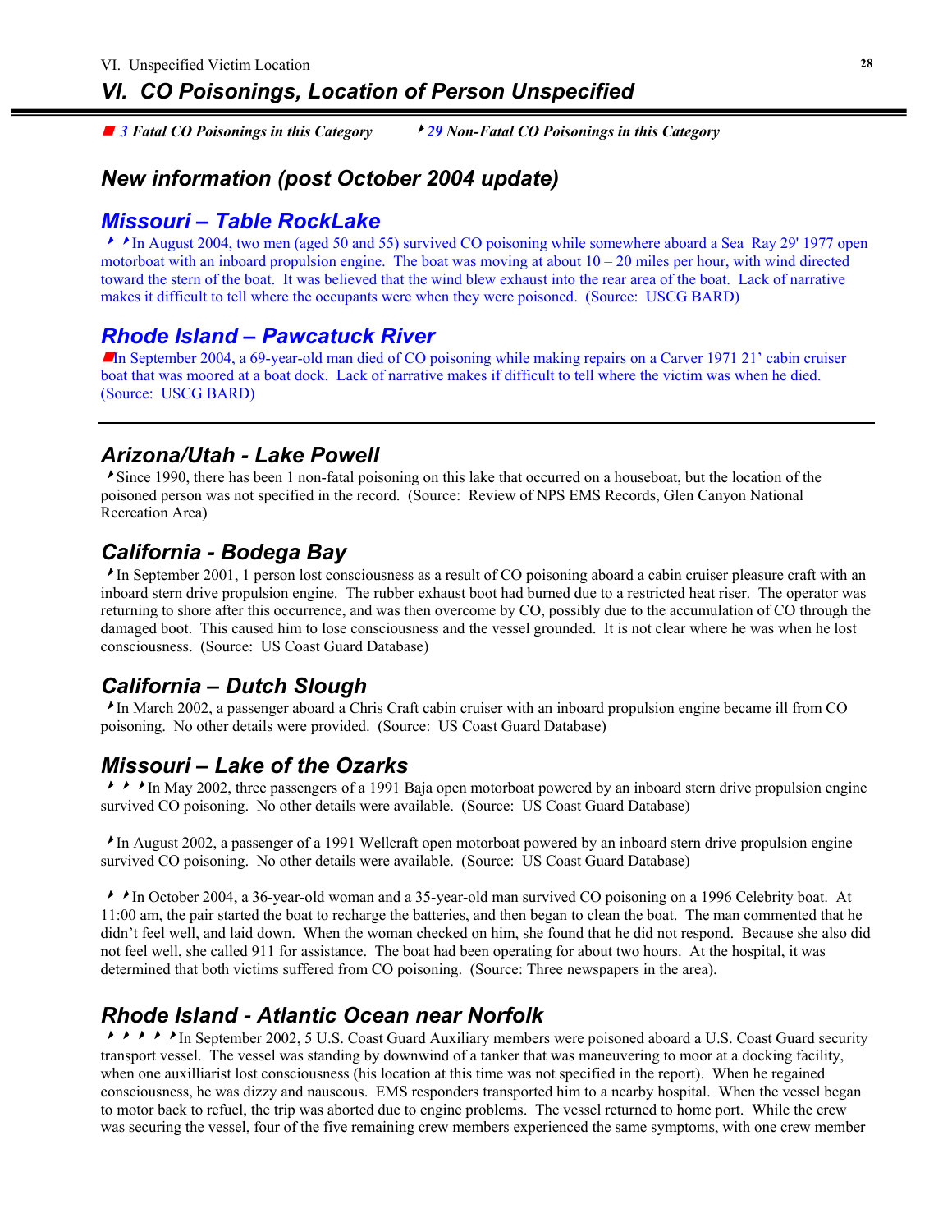# *VI. CO Poisonings, Location of Person Unspecified*

■ *3 Fatal CO Poisonings in this Category* ‣ *29 Non-Fatal CO Poisonings in this Category*

## *New information (post October 2004 update)*

### *Missouri – Table RockLake*

‣ ‣ In August 2004, two men (aged 50 and 55) survived CO poisoning while somewhere aboard a Sea Ray 29' 1977 open motorboat with an inboard propulsion engine. The boat was moving at about 10 – 20 miles per hour, with wind directed toward the stern of the boat. It was believed that the wind blew exhaust into the rear area of the boat. Lack of narrative makes it difficult to tell where the occupants were when they were poisoned. (Source: USCG BARD)

### *Rhode Island – Pawcatuck River*

■ In September 2004, a 69-year-old man died of CO poisoning while making repairs on a Carver 1971 21' cabin cruiser boat that was moored at a boat dock. Lack of narrative makes if difficult to tell where the victim was when he died. (Source: USCG BARD)

---

### *Arizona/Utah - Lake Powell*

‣ Since 1990, there has been 1 non-fatal poisoning on this lake that occurred on a houseboat, but the location of the poisoned person was not specified in the record. (Source: Review of NPS EMS Records, Glen Canyon National Recreation Area)

### *California - Bodega Bay*

‣ In September 2001, 1 person lost consciousness as a result of CO poisoning aboard a cabin cruiser pleasure craft with an inboard stern drive propulsion engine. The rubber exhaust boot had burned due to a restricted heat riser. The operator was returning to shore after this occurrence, and was then overcome by CO, possibly due to the accumulation of CO through the damaged boot. This caused him to lose consciousness and the vessel grounded. It is not clear where he was when he lost consciousness. (Source: US Coast Guard Database)

### *California – Dutch Slough*

‣ In March 2002, a passenger aboard a Chris Craft cabin cruiser with an inboard propulsion engine became ill from CO poisoning. No other details were provided. (Source: US Coast Guard Database)

### *Missouri – Lake of the Ozarks*

‣ ‣ ‣ In May 2002, three passengers of a 1991 Baja open motorboat powered by an inboard stern drive propulsion engine survived CO poisoning. No other details were available. (Source: US Coast Guard Database)

‣ In August 2002, a passenger of a 1991 Wellcraft open motorboat powered by an inboard stern drive propulsion engine survived CO poisoning. No other details were available. (Source: US Coast Guard Database)

‣ ‣ In October 2004, a 36-year-old woman and a 35-year-old man survived CO poisoning on a 1996 Celebrity boat. At 11:00 am, the pair started the boat to recharge the batteries, and then began to clean the boat. The man commented that he didn't feel well, and laid down. When the woman checked on him, she found that he did not respond. Because she also did not feel well, she called 911 for assistance. The boat had been operating for about two hours. At the hospital, it was determined that both victims suffered from CO poisoning. (Source: Three newspapers in the area).

### *Rhode Island - Atlantic Ocean near Norfolk*

‣ ‣ ‣ ‣ ‣ In September 2002, 5 U.S. Coast Guard Auxiliary members were poisoned aboard a U.S. Coast Guard security transport vessel. The vessel was standing by downwind of a tanker that was maneuvering to moor at a docking facility, when one auxilliarist lost consciousness (his location at this time was not specified in the report). When he regained consciousness, he was dizzy and nauseous. EMS responders transported him to a nearby hospital. When the vessel began to motor back to refuel, the trip was aborted due to engine problems. The vessel returned to home port. While the crew was securing the vessel, four of the five remaining crew members experienced the same symptoms, with one crew member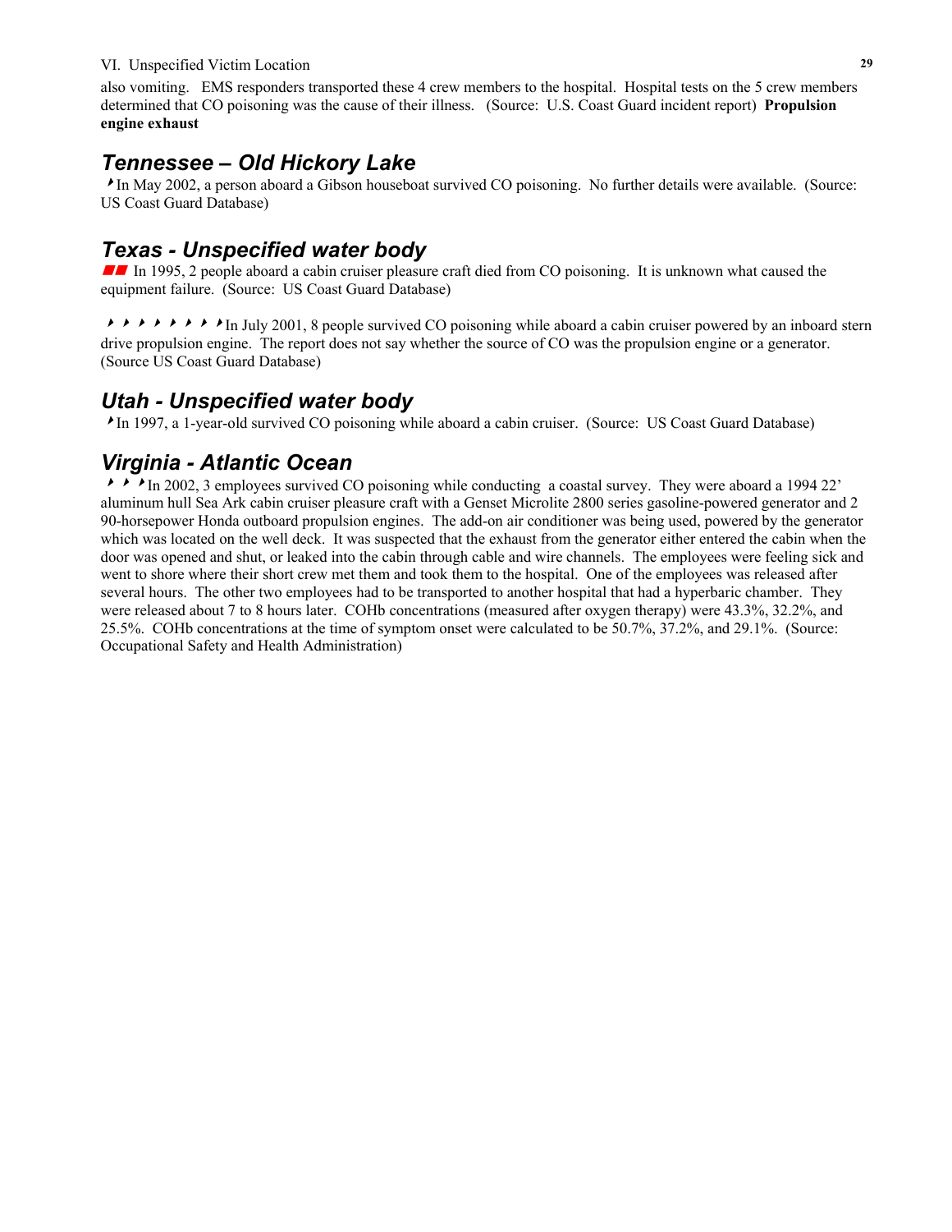also vomiting. EMS responders transported these 4 crew members to the hospital. Hospital tests on the 5 crew members determined that CO poisoning was the cause of their illness. (Source: U.S. Coast Guard incident report) **Propulsion engine exhaust**

## *Tennessee – Old Hickory Lake*

‣In May 2002, a person aboard a Gibson houseboat survived CO poisoning. No further details were available. (Source: US Coast Guard Database)

## *Texas - Unspecified water body*

■■ In 1995, 2 people aboard a cabin cruiser pleasure craft died from CO poisoning. It is unknown what caused the equipment failure. (Source: US Coast Guard Database)

‣‣‣‣‣‣‣‣In July 2001, 8 people survived CO poisoning while aboard a cabin cruiser powered by an inboard stern drive propulsion engine. The report does not say whether the source of CO was the propulsion engine or a generator. (Source US Coast Guard Database)

## *Utah - Unspecified water body*

‣In 1997, a 1-year-old survived CO poisoning while aboard a cabin cruiser. (Source: US Coast Guard Database)

## *Virginia - Atlantic Ocean*

‣‣‣In 2002, 3 employees survived CO poisoning while conducting a coastal survey. They were aboard a 1994 22' aluminum hull Sea Ark cabin cruiser pleasure craft with a Genset Microlite 2800 series gasoline-powered generator and 2 90-horsepower Honda outboard propulsion engines. The add-on air conditioner was being used, powered by the generator which was located on the well deck. It was suspected that the exhaust from the generator either entered the cabin when the door was opened and shut, or leaked into the cabin through cable and wire channels. The employees were feeling sick and went to shore where their short crew met them and took them to the hospital. One of the employees was released after several hours. The other two employees had to be transported to another hospital that had a hyperbaric chamber. They were released about 7 to 8 hours later. COHb concentrations (measured after oxygen therapy) were 43.3%, 32.2%, and 25.5%. COHb concentrations at the time of symptom onset were calculated to be 50.7%, 37.2%, and 29.1%. (Source: Occupational Safety and Health Administration)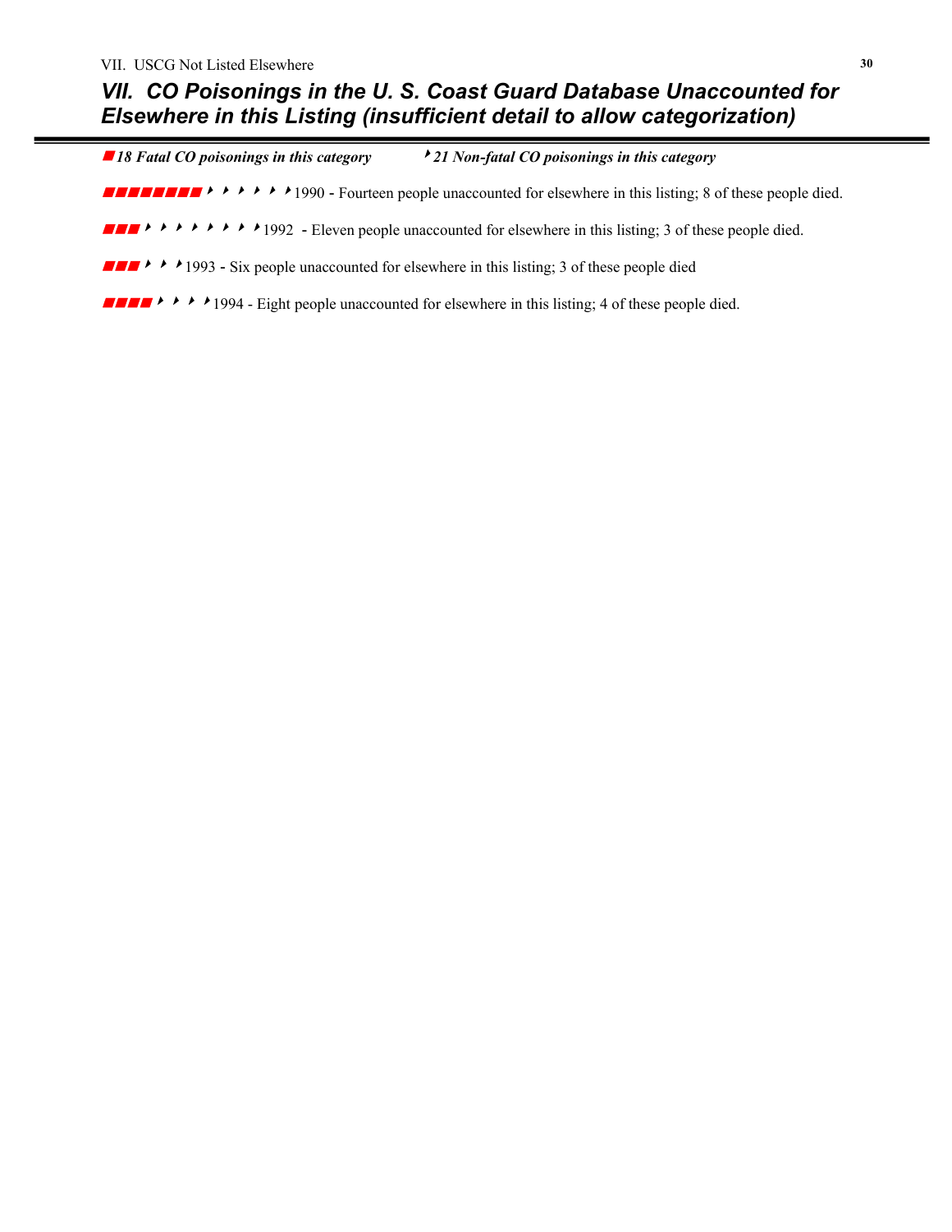## *VII. CO Poisonings in the U. S. Coast Guard Database Unaccounted for Elsewhere in this Listing (insufficient detail to allow categorization)*

■ ***18 Fatal CO poisonings in this category*** ‣ ***21 Non-fatal CO poisonings in this category***

■■■■■■■■ ‣ ‣ ‣ ‣ ‣ ‣ 1990 - Fourteen people unaccounted for elsewhere in this listing; 8 of these people died.

■■■ ‣ ‣ ‣ ‣ ‣ ‣ ‣ ‣ 1992 - Eleven people unaccounted for elsewhere in this listing; 3 of these people died.

■■■ ‣ ‣ ‣ 1993 - Six people unaccounted for elsewhere in this listing; 3 of these people died

■■■■ ‣ ‣ ‣ ‣ 1994 - Eight people unaccounted for elsewhere in this listing; 4 of these people died.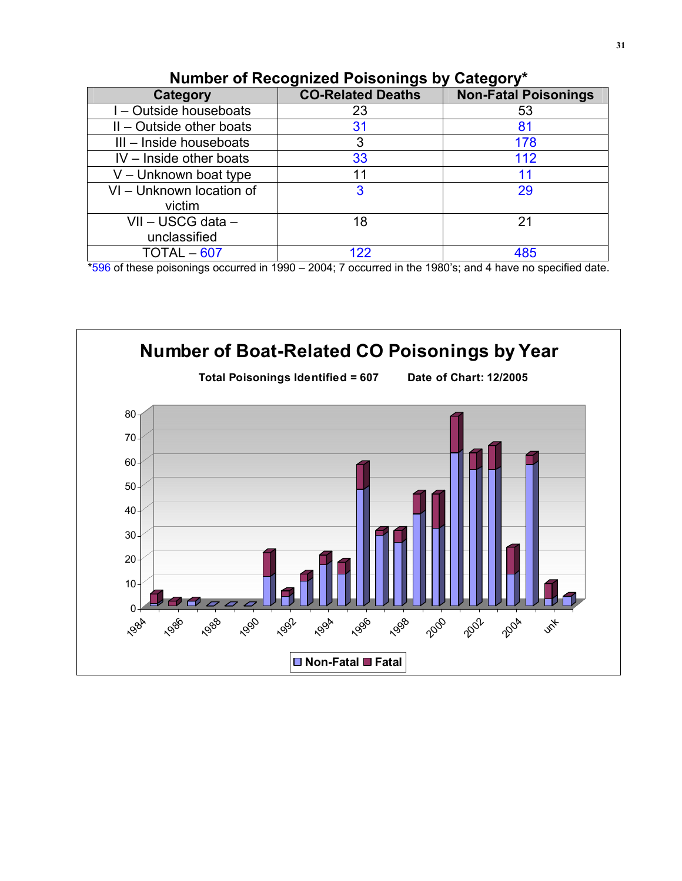## Number of Recognized Poisonings by Category*

| Category | CO-Related Deaths | Non-Fatal Poisonings |
|---|---|---|
| I – Outside houseboats | 23 | 53 |
| II – Outside other boats | 31 | 81 |
| III – Inside houseboats | 3 | 178 |
| IV – Inside other boats | 33 | 112 |
| V – Unknown boat type | 11 | 11 |
| VI – Unknown location of victim | 3 | 29 |
| VII – USCG data – unclassified | 18 | 21 |
| TOTAL – 607 | 122 | 485 |

*596 of these poisonings occurred in 1990 – 2004; 7 occurred in the 1980's; and 4 have no specified date.

**Number of Boat-Related CO Poisonings by Year**

**Total Poisonings Identified = 607 Date of Chart: 12/2005**

■ Non-Fatal ■ Fatal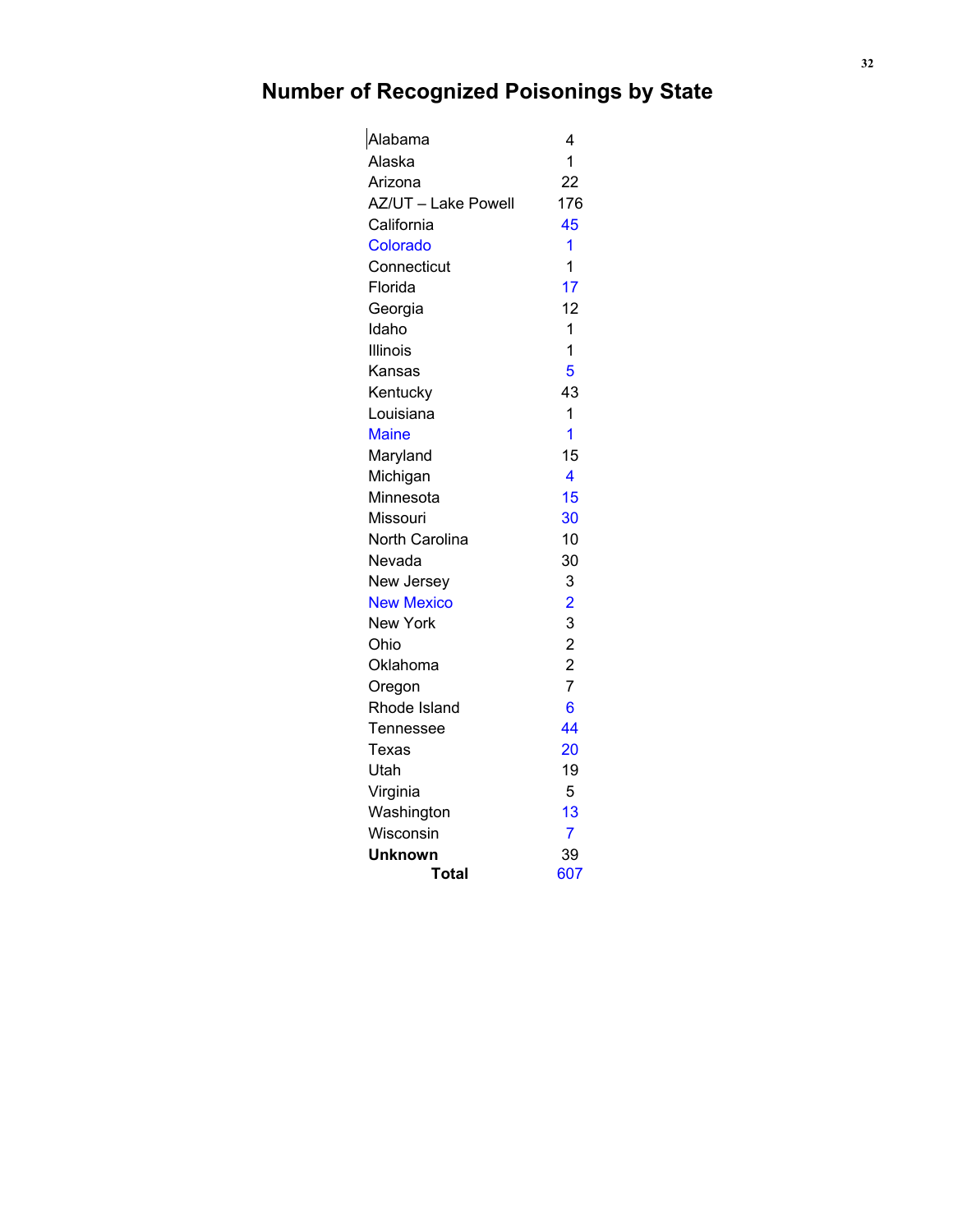# Number of Recognized Poisonings by State

| | |
|---|---|
| Alabama | 4 |
| Alaska | 1 |
| Arizona | 22 |
| AZ/UT – Lake Powell | 176 |
| California | 45 |
| Colorado | 1 |
| Connecticut | 1 |
| Florida | 17 |
| Georgia | 12 |
| Idaho | 1 |
| Illinois | 1 |
| Kansas | 5 |
| Kentucky | 43 |
| Louisiana | 1 |
| Maine | 1 |
| Maryland | 15 |
| Michigan | 4 |
| Minnesota | 15 |
| Missouri | 30 |
| North Carolina | 10 |
| Nevada | 30 |
| New Jersey | 3 |
| New Mexico | 2 |
| New York | 3 |
| Ohio | 2 |
| Oklahoma | 2 |
| Oregon | 7 |
| Rhode Island | 6 |
| Tennessee | 44 |
| Texas | 20 |
| Utah | 19 |
| Virginia | 5 |
| Washington | 13 |
| Wisconsin | 7 |
| **Unknown** | 39 |
| **Total** | 607 |